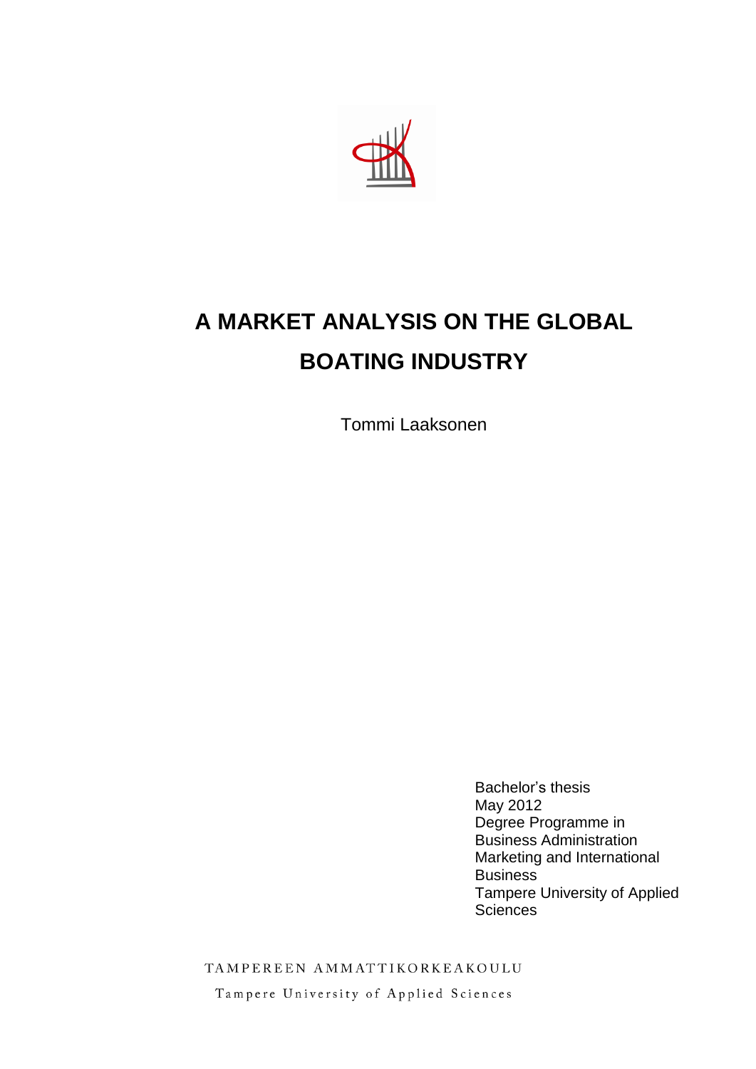# A MARKET ANALYSIS ON THE GLOBAL BOATING INDUSTRY

Tommi Laaksonen

Bachelor's thesis
May 2012
Degree Programme in Business Administration
Marketing and International Business
Tampere University of Applied Sciences

TAMPEREEN AMMATTIKORKEAKOULU
Tampere University of Applied Sciences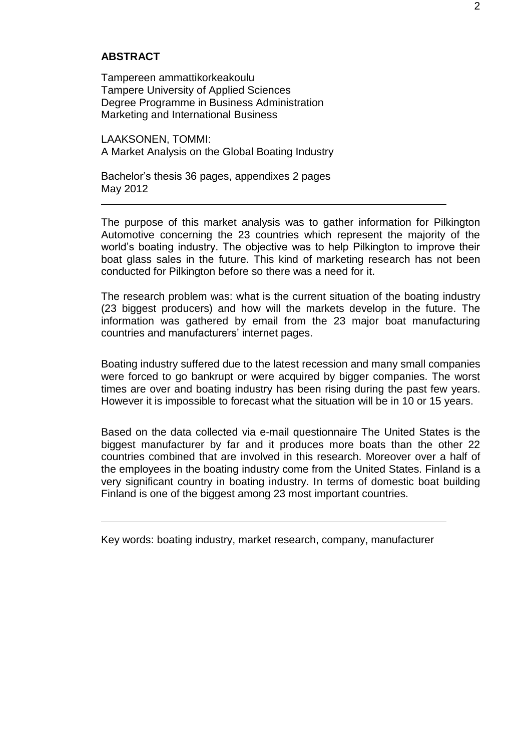# ABSTRACT

Tampereen ammattikorkeakoulu
Tampere University of Applied Sciences
Degree Programme in Business Administration
Marketing and International Business

LAAKSONEN, TOMMI:
A Market Analysis on the Global Boating Industry

Bachelor's thesis 36 pages, appendixes 2 pages
May 2012

---

The purpose of this market analysis was to gather information for Pilkington Automotive concerning the 23 countries which represent the majority of the world's boating industry. The objective was to help Pilkington to improve their boat glass sales in the future. This kind of marketing research has not been conducted for Pilkington before so there was a need for it.

The research problem was: what is the current situation of the boating industry (23 biggest producers) and how will the markets develop in the future. The information was gathered by email from the 23 major boat manufacturing countries and manufacturers' internet pages.

Boating industry suffered due to the latest recession and many small companies were forced to go bankrupt or were acquired by bigger companies. The worst times are over and boating industry has been rising during the past few years. However it is impossible to forecast what the situation will be in 10 or 15 years.

Based on the data collected via e-mail questionnaire The United States is the biggest manufacturer by far and it produces more boats than the other 22 countries combined that are involved in this research. Moreover over a half of the employees in the boating industry come from the United States. Finland is a very significant country in boating industry. In terms of domestic boat building Finland is one of the biggest among 23 most important countries.

---

Key words: boating industry, market research, company, manufacturer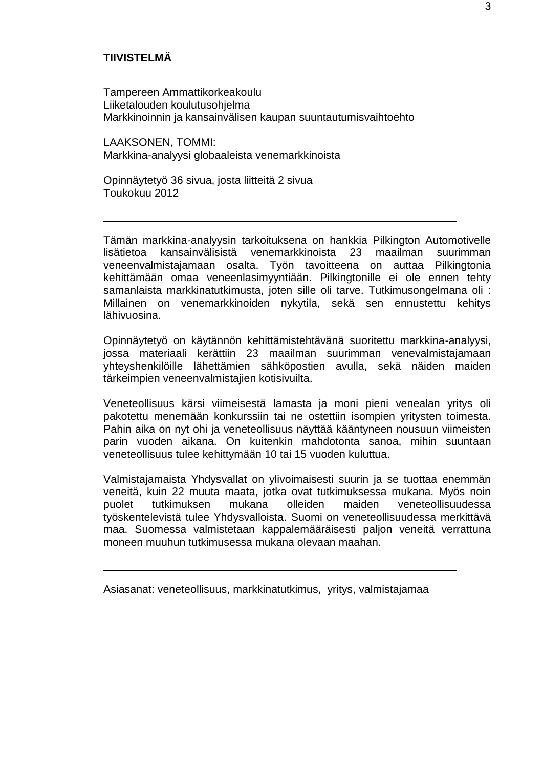## TIIVISTELMÄ

Tampereen Ammattikorkeakoulu
Liiketalouden koulutusohjelma
Markkinoinnin ja kansainvälisen kaupan suuntautumisvaihtoehto

LAAKSONEN, TOMMI:
Markkina-analyysi globaaleista venemarkkinoista

Opinnäytetyö 36 sivua, josta liitteitä 2 sivua
Toukokuu 2012

---

Tämän markkina-analyysin tarkoituksena on hankkia Pilkington Automotiville lisätietoa kansainvälisistä venemarkkinoista 23 maailman suurimman veneenvalmistajamaan osalta. Työn tavoitteena on auttaa Pilkingtonia kehittämään omaa veneenlasimyyntiään. Pilkingtonille ei ole ennen tehty samanlaista markkinatutkimusta, joten sille oli tarve. Tutkimusongelmana oli : Millainen on venemarkkinoiden nykytila, sekä sen ennustettu kehitys lähivuosina.

Opinnäytetyö on käytännön kehittämistehtävänä suoritettu markkina-analyysi, jossa materiaali kerättiin 23 maailman suurimman venevalmistajamaan yhteyshenkilöille lähettämien sähköpostien avulla, sekä näiden maiden tärkeimpien veneenvalmistajien kotisivuilta.

Veneteollisuus kärsi viimeisestä lamasta ja moni pieni venealan yritys oli pakotettu menemään konkurssiin tai ne ostettiin isompien yritysten toimesta. Pahin aika on nyt ohi ja veneteollisuus näyttää kääntyneen nousuun viimeisten parin vuoden aikana. On kuitenkin mahdotonta sanoa, mihin suuntaan veneteollisuus tulee kehittymään 10 tai 15 vuoden kuluttua.

Valmistajamaista Yhdysvallat on ylivoimaisesti suurin ja se tuottaa enemmän veneitä, kuin 22 muuta maata, jotka ovat tutkimuksessa mukana. Myös noin puolet tutkimuksen mukana olleiden maiden veneteollisuudessa työskentelevistä tulee Yhdysvalloista. Suomi on veneteollisuudessa merkittävä maa. Suomessa valmistetaan kappalemääräisesti paljon veneitä verrattuna moneen muuhun tutkimusessa mukana olevaan maahan.

---

Asiasanat: veneteollisuus, markkinatutkimus, yritys, valmistajamaa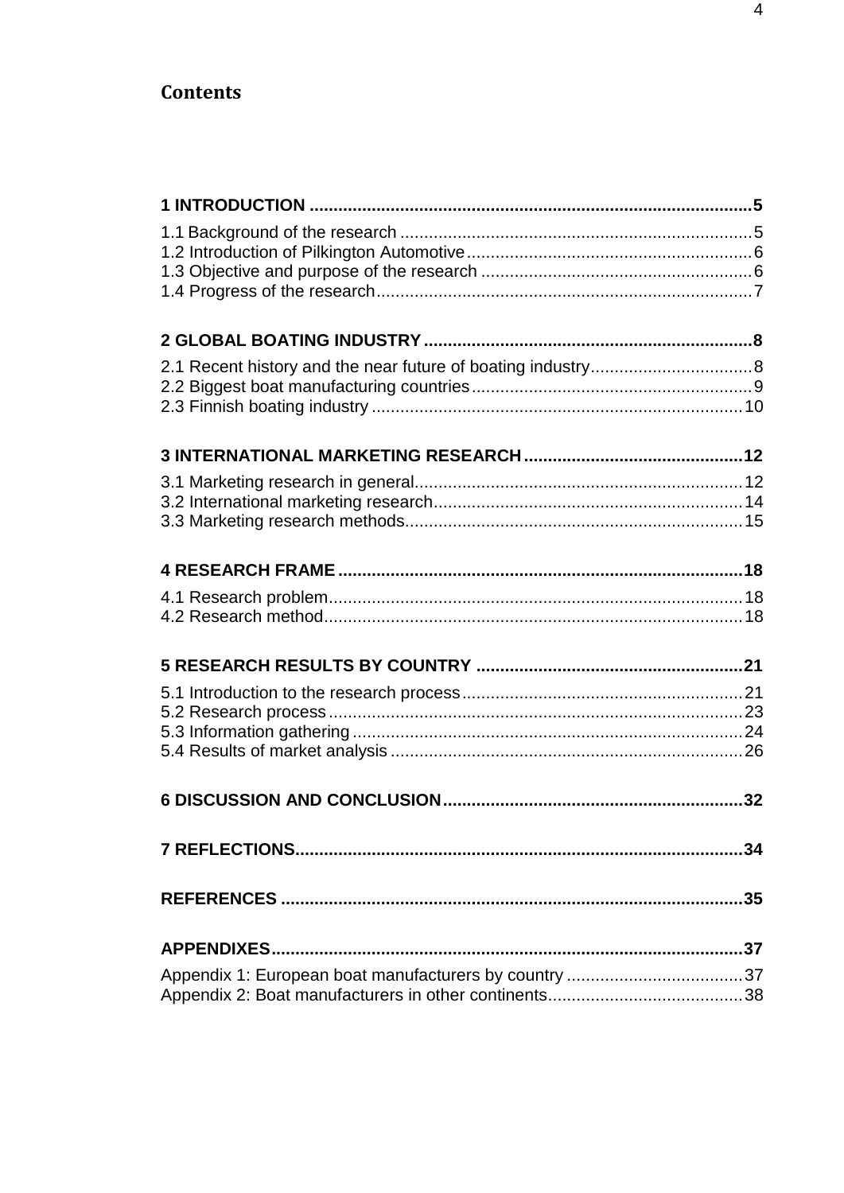# Contents

**1 INTRODUCTION ............................................................................................5**

1.1 Background of the research .........................................................................5
1.2 Introduction of Pilkington Automotive...........................................................6
1.3 Objective and purpose of the research ........................................................6
1.4 Progress of the research.............................................................................7

**2 GLOBAL BOATING INDUSTRY ....................................................................8**

2.1 Recent history and the near future of boating industry.................................8
2.2 Biggest boat manufacturing countries..........................................................9
2.3 Finnish boating industry .............................................................................10

**3 INTERNATIONAL MARKETING RESEARCH .............................................12**

3.1 Marketing research in general....................................................................12
3.2 International marketing research................................................................14
3.3 Marketing research methods......................................................................15

**4 RESEARCH FRAME ....................................................................................18**

4.1 Research problem......................................................................................18
4.2 Research method.......................................................................................18

**5 RESEARCH RESULTS BY COUNTRY .......................................................21**

5.1 Introduction to the research process..........................................................21
5.2 Research process......................................................................................23
5.3 Information gathering.................................................................................24
5.4 Results of market analysis ..........................................................................26

**6 DISCUSSION AND CONCLUSION..............................................................32**

**7 REFLECTIONS.............................................................................................34**

**REFERENCES ................................................................................................35**

**APPENDIXES..................................................................................................37**

Appendix 1: European boat manufacturers by country .....................................37
Appendix 2: Boat manufacturers in other continents.........................................38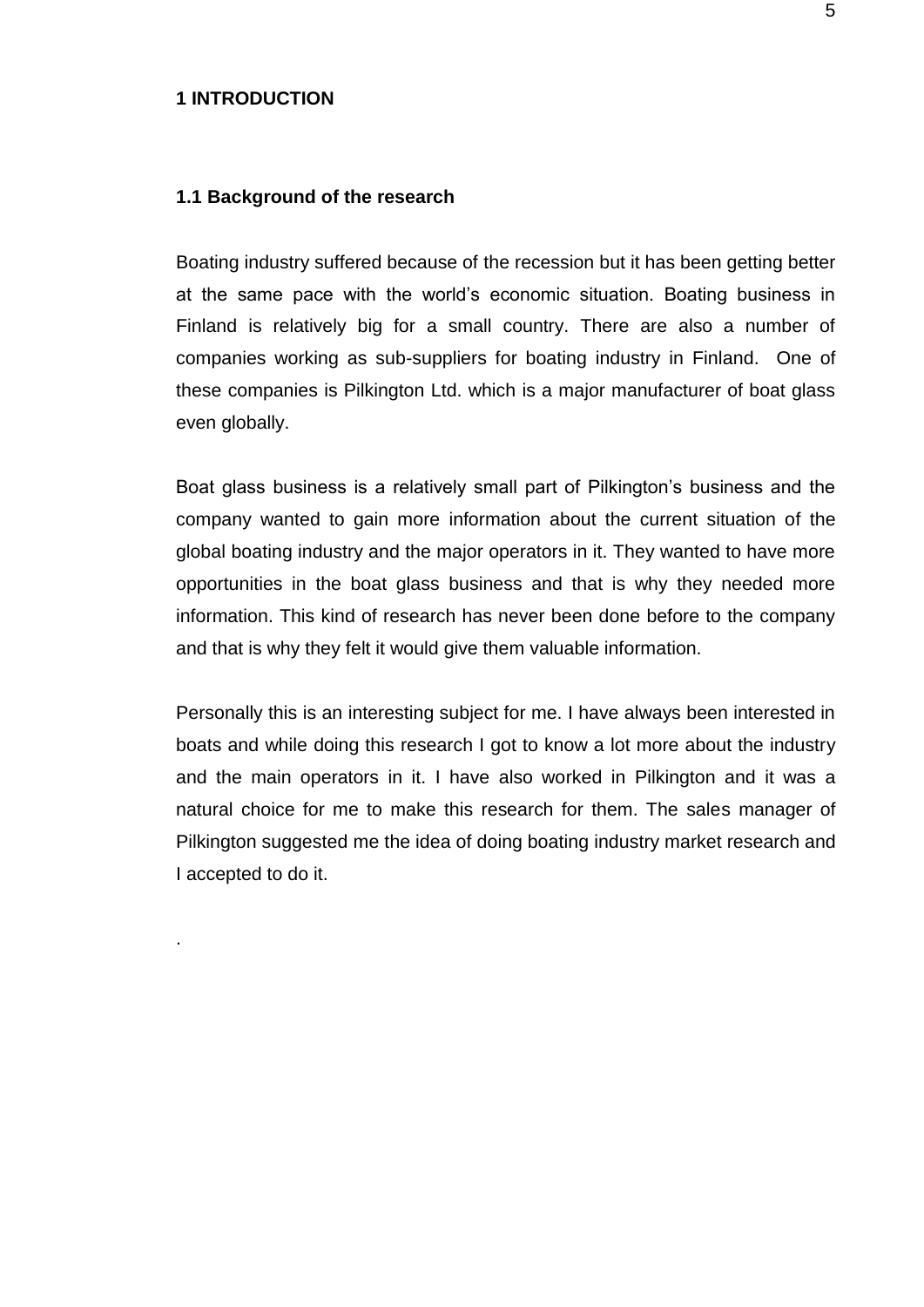# 1 INTRODUCTION

## 1.1 Background of the research

Boating industry suffered because of the recession but it has been getting better at the same pace with the world's economic situation. Boating business in Finland is relatively big for a small country. There are also a number of companies working as sub-suppliers for boating industry in Finland. One of these companies is Pilkington Ltd. which is a major manufacturer of boat glass even globally.

Boat glass business is a relatively small part of Pilkington's business and the company wanted to gain more information about the current situation of the global boating industry and the major operators in it. They wanted to have more opportunities in the boat glass business and that is why they needed more information. This kind of research has never been done before to the company and that is why they felt it would give them valuable information.

Personally this is an interesting subject for me. I have always been interested in boats and while doing this research I got to know a lot more about the industry and the main operators in it. I have also worked in Pilkington and it was a natural choice for me to make this research for them. The sales manager of Pilkington suggested me the idea of doing boating industry market research and I accepted to do it.

.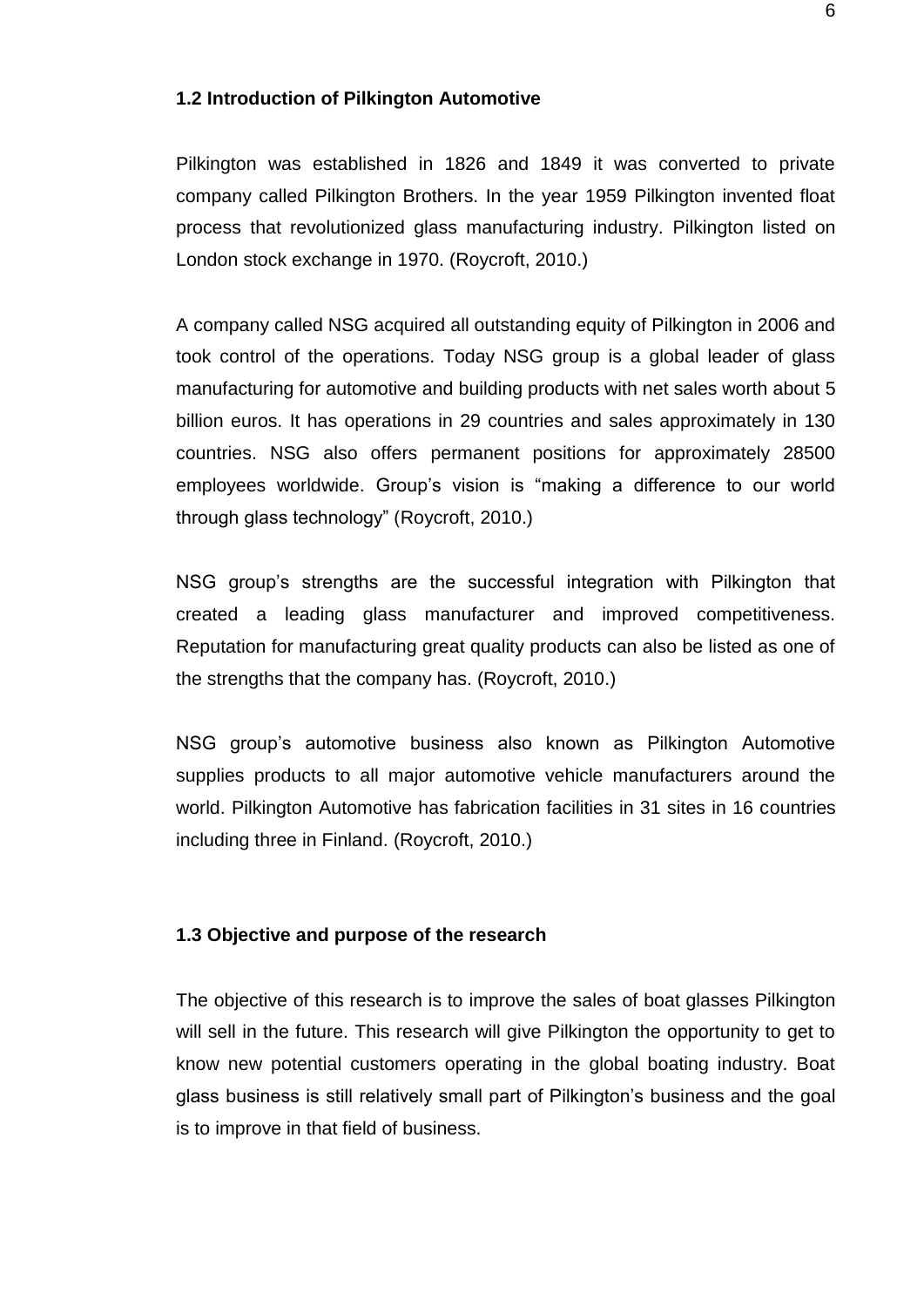### 1.2 Introduction of Pilkington Automotive

Pilkington was established in 1826 and 1849 it was converted to private company called Pilkington Brothers. In the year 1959 Pilkington invented float process that revolutionized glass manufacturing industry. Pilkington listed on London stock exchange in 1970. (Roycroft, 2010.)

A company called NSG acquired all outstanding equity of Pilkington in 2006 and took control of the operations. Today NSG group is a global leader of glass manufacturing for automotive and building products with net sales worth about 5 billion euros. It has operations in 29 countries and sales approximately in 130 countries. NSG also offers permanent positions for approximately 28500 employees worldwide. Group's vision is "making a difference to our world through glass technology" (Roycroft, 2010.)

NSG group's strengths are the successful integration with Pilkington that created a leading glass manufacturer and improved competitiveness. Reputation for manufacturing great quality products can also be listed as one of the strengths that the company has. (Roycroft, 2010.)

NSG group's automotive business also known as Pilkington Automotive supplies products to all major automotive vehicle manufacturers around the world. Pilkington Automotive has fabrication facilities in 31 sites in 16 countries including three in Finland. (Roycroft, 2010.)

### 1.3 Objective and purpose of the research

The objective of this research is to improve the sales of boat glasses Pilkington will sell in the future. This research will give Pilkington the opportunity to get to know new potential customers operating in the global boating industry. Boat glass business is still relatively small part of Pilkington's business and the goal is to improve in that field of business.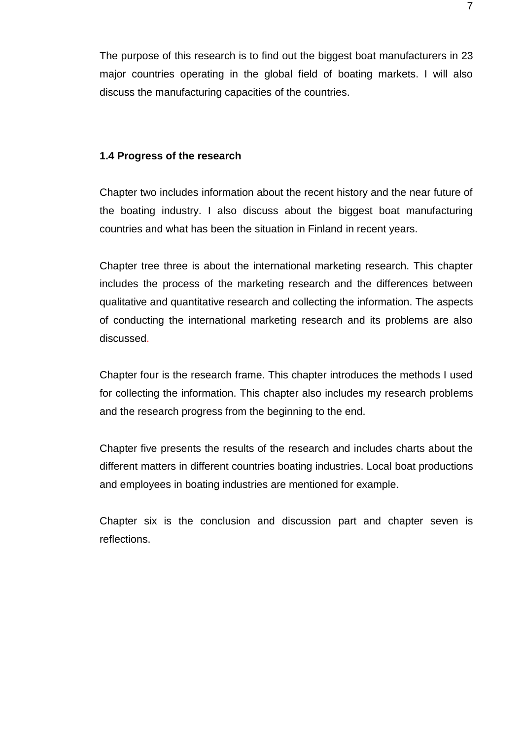The purpose of this research is to find out the biggest boat manufacturers in 23 major countries operating in the global field of boating markets. I will also discuss the manufacturing capacities of the countries.

### 1.4 Progress of the research

Chapter two includes information about the recent history and the near future of the boating industry. I also discuss about the biggest boat manufacturing countries and what has been the situation in Finland in recent years.

Chapter tree three is about the international marketing research. This chapter includes the process of the marketing research and the differences between qualitative and quantitative research and collecting the information. The aspects of conducting the international marketing research and its problems are also discussed.

Chapter four is the research frame. This chapter introduces the methods I used for collecting the information. This chapter also includes my research problems and the research progress from the beginning to the end.

Chapter five presents the results of the research and includes charts about the different matters in different countries boating industries. Local boat productions and employees in boating industries are mentioned for example.

Chapter six is the conclusion and discussion part and chapter seven is reflections.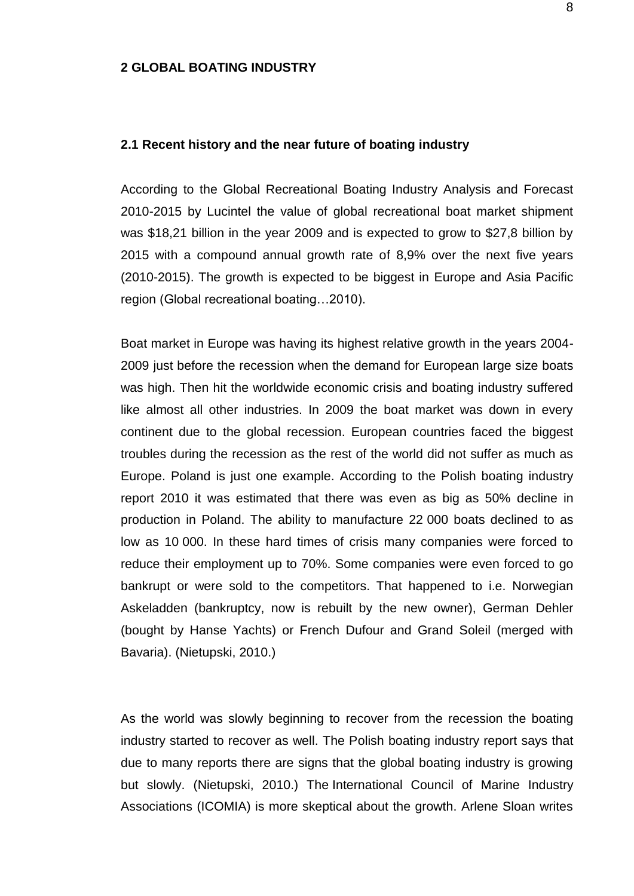# 2 GLOBAL BOATING INDUSTRY

## 2.1 Recent history and the near future of boating industry

According to the Global Recreational Boating Industry Analysis and Forecast 2010-2015 by Lucintel the value of global recreational boat market shipment was $18,21 billion in the year 2009 and is expected to grow to $27,8 billion by 2015 with a compound annual growth rate of 8,9% over the next five years (2010-2015). The growth is expected to be biggest in Europe and Asia Pacific region (Global recreational boating…2010).

Boat market in Europe was having its highest relative growth in the years 2004-2009 just before the recession when the demand for European large size boats was high. Then hit the worldwide economic crisis and boating industry suffered like almost all other industries. In 2009 the boat market was down in every continent due to the global recession. European countries faced the biggest troubles during the recession as the rest of the world did not suffer as much as Europe. Poland is just one example. According to the Polish boating industry report 2010 it was estimated that there was even as big as 50% decline in production in Poland. The ability to manufacture 22 000 boats declined to as low as 10 000. In these hard times of crisis many companies were forced to reduce their employment up to 70%. Some companies were even forced to go bankrupt or were sold to the competitors. That happened to i.e. Norwegian Askeladden (bankruptcy, now is rebuilt by the new owner), German Dehler (bought by Hanse Yachts) or French Dufour and Grand Soleil (merged with Bavaria). (Nietupski, 2010.)

As the world was slowly beginning to recover from the recession the boating industry started to recover as well. The Polish boating industry report says that due to many reports there are signs that the global boating industry is growing but slowly. (Nietupski, 2010.) The International Council of Marine Industry Associations (ICOMIA) is more skeptical about the growth. Arlene Sloan writes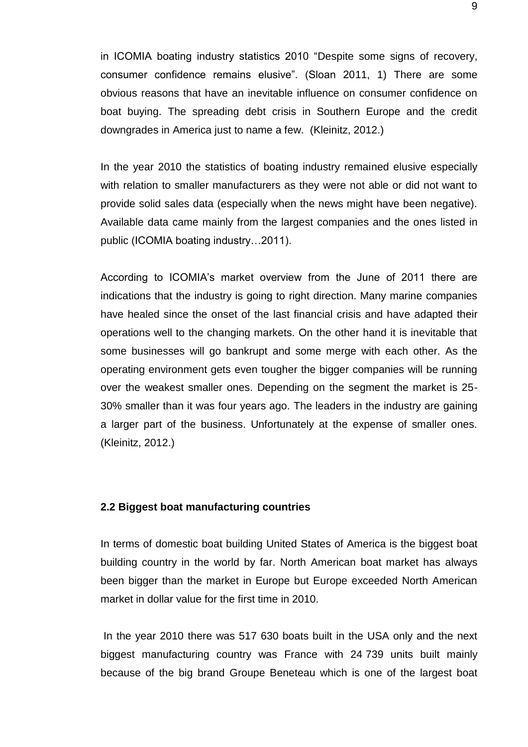in ICOMIA boating industry statistics 2010 "Despite some signs of recovery, consumer confidence remains elusive". (Sloan 2011, 1) There are some obvious reasons that have an inevitable influence on consumer confidence on boat buying. The spreading debt crisis in Southern Europe and the credit downgrades in America just to name a few. (Kleinitz, 2012.)

In the year 2010 the statistics of boating industry remained elusive especially with relation to smaller manufacturers as they were not able or did not want to provide solid sales data (especially when the news might have been negative). Available data came mainly from the largest companies and the ones listed in public (ICOMIA boating industry…2011).

According to ICOMIA's market overview from the June of 2011 there are indications that the industry is going to right direction. Many marine companies have healed since the onset of the last financial crisis and have adapted their operations well to the changing markets. On the other hand it is inevitable that some businesses will go bankrupt and some merge with each other. As the operating environment gets even tougher the bigger companies will be running over the weakest smaller ones. Depending on the segment the market is 25-30% smaller than it was four years ago. The leaders in the industry are gaining a larger part of the business. Unfortunately at the expense of smaller ones. (Kleinitz, 2012.)

### 2.2 Biggest boat manufacturing countries

In terms of domestic boat building United States of America is the biggest boat building country in the world by far. North American boat market has always been bigger than the market in Europe but Europe exceeded North American market in dollar value for the first time in 2010.

In the year 2010 there was 517 630 boats built in the USA only and the next biggest manufacturing country was France with 24 739 units built mainly because of the big brand Groupe Beneteau which is one of the largest boat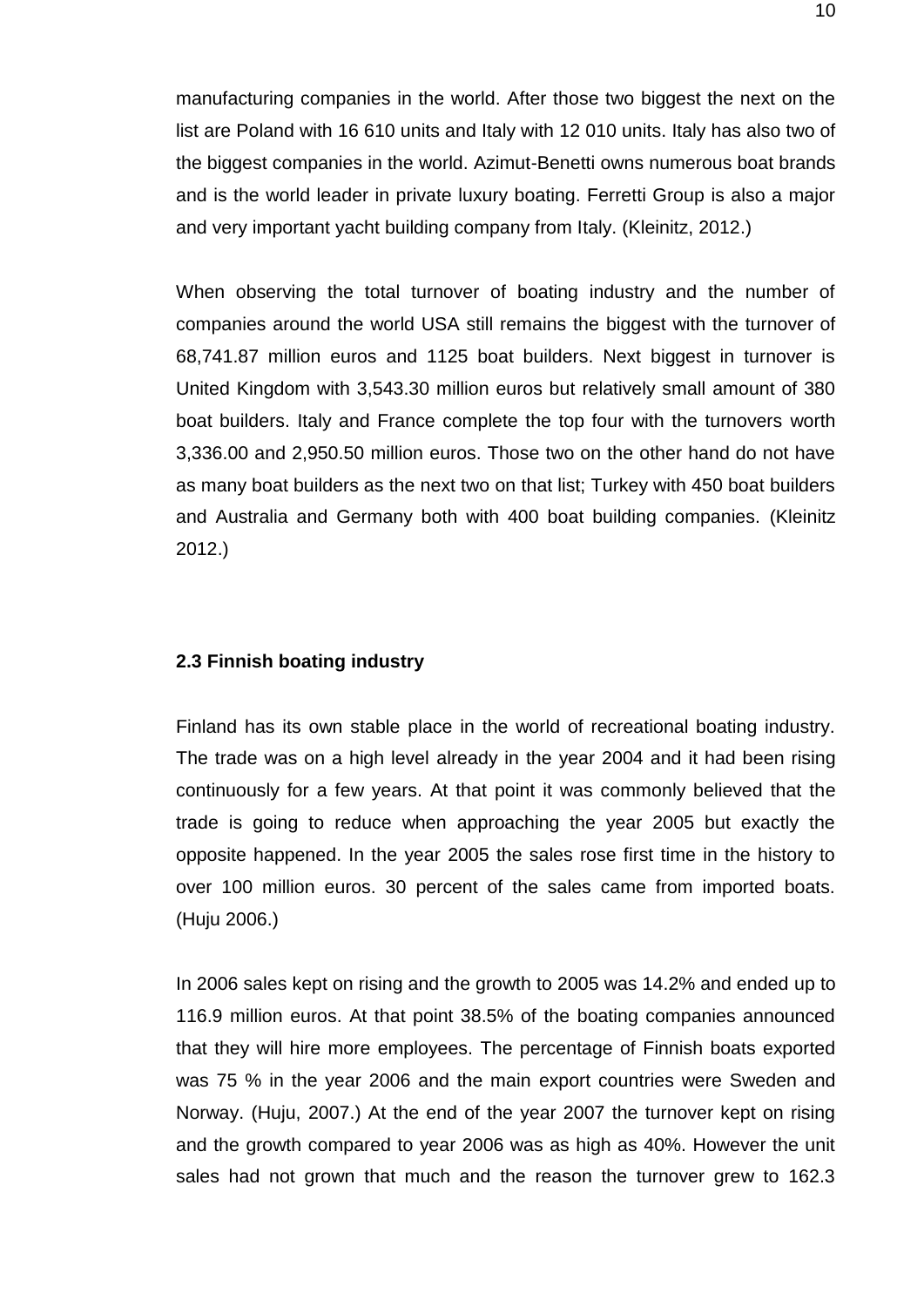manufacturing companies in the world. After those two biggest the next on the list are Poland with 16 610 units and Italy with 12 010 units. Italy has also two of the biggest companies in the world. Azimut-Benetti owns numerous boat brands and is the world leader in private luxury boating. Ferretti Group is also a major and very important yacht building company from Italy. (Kleinitz, 2012.)

When observing the total turnover of boating industry and the number of companies around the world USA still remains the biggest with the turnover of 68,741.87 million euros and 1125 boat builders. Next biggest in turnover is United Kingdom with 3,543.30 million euros but relatively small amount of 380 boat builders. Italy and France complete the top four with the turnovers worth 3,336.00 and 2,950.50 million euros. Those two on the other hand do not have as many boat builders as the next two on that list; Turkey with 450 boat builders and Australia and Germany both with 400 boat building companies. (Kleinitz 2012.)

### 2.3 Finnish boating industry

Finland has its own stable place in the world of recreational boating industry. The trade was on a high level already in the year 2004 and it had been rising continuously for a few years. At that point it was commonly believed that the trade is going to reduce when approaching the year 2005 but exactly the opposite happened. In the year 2005 the sales rose first time in the history to over 100 million euros. 30 percent of the sales came from imported boats. (Huju 2006.)

In 2006 sales kept on rising and the growth to 2005 was 14.2% and ended up to 116.9 million euros. At that point 38.5% of the boating companies announced that they will hire more employees. The percentage of Finnish boats exported was 75 % in the year 2006 and the main export countries were Sweden and Norway. (Huju, 2007.) At the end of the year 2007 the turnover kept on rising and the growth compared to year 2006 was as high as 40%. However the unit sales had not grown that much and the reason the turnover grew to 162.3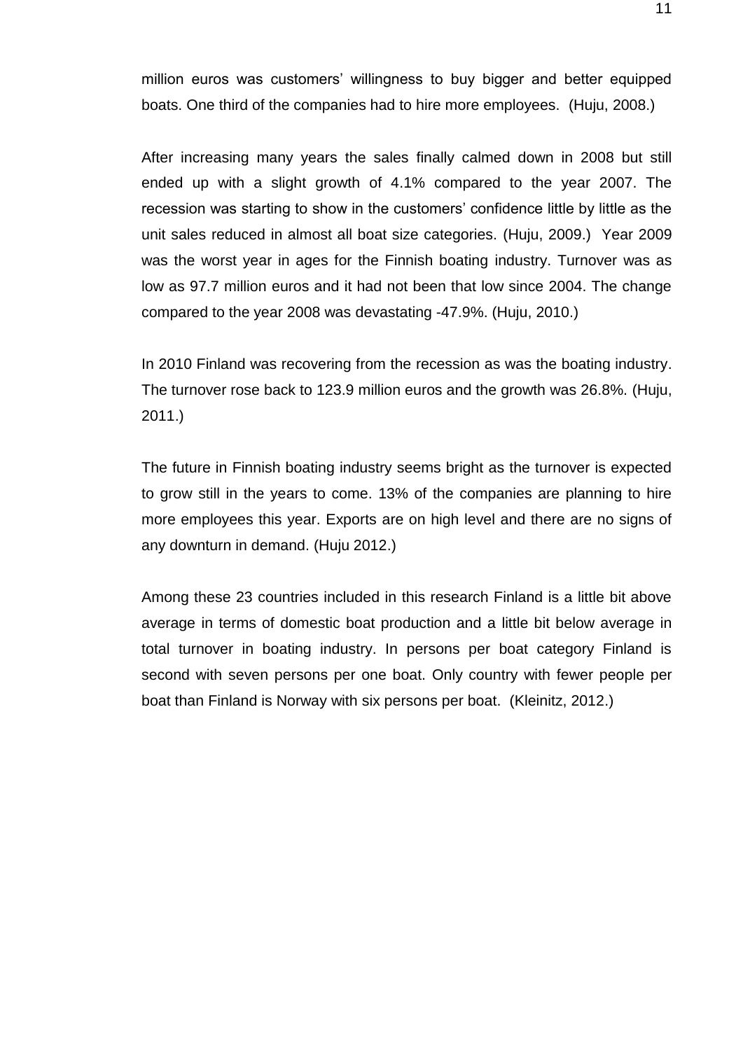million euros was customers' willingness to buy bigger and better equipped boats. One third of the companies had to hire more employees. (Huju, 2008.)

After increasing many years the sales finally calmed down in 2008 but still ended up with a slight growth of 4.1% compared to the year 2007. The recession was starting to show in the customers' confidence little by little as the unit sales reduced in almost all boat size categories. (Huju, 2009.) Year 2009 was the worst year in ages for the Finnish boating industry. Turnover was as low as 97.7 million euros and it had not been that low since 2004. The change compared to the year 2008 was devastating -47.9%. (Huju, 2010.)

In 2010 Finland was recovering from the recession as was the boating industry. The turnover rose back to 123.9 million euros and the growth was 26.8%. (Huju, 2011.)

The future in Finnish boating industry seems bright as the turnover is expected to grow still in the years to come. 13% of the companies are planning to hire more employees this year. Exports are on high level and there are no signs of any downturn in demand. (Huju 2012.)

Among these 23 countries included in this research Finland is a little bit above average in terms of domestic boat production and a little bit below average in total turnover in boating industry. In persons per boat category Finland is second with seven persons per one boat. Only country with fewer people per boat than Finland is Norway with six persons per boat. (Kleinitz, 2012.)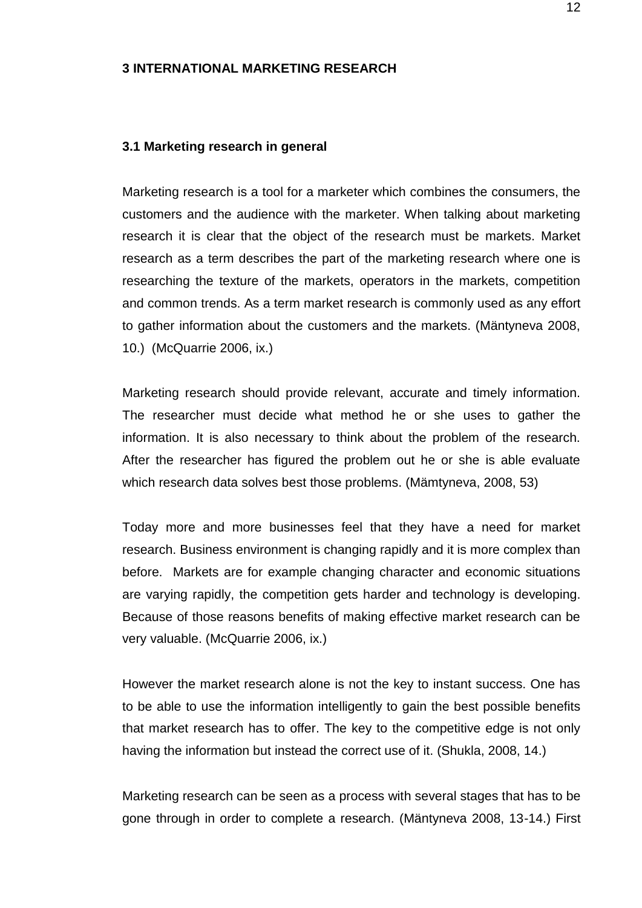# 3 INTERNATIONAL MARKETING RESEARCH

## 3.1 Marketing research in general

Marketing research is a tool for a marketer which combines the consumers, the customers and the audience with the marketer. When talking about marketing research it is clear that the object of the research must be markets. Market research as a term describes the part of the marketing research where one is researching the texture of the markets, operators in the markets, competition and common trends. As a term market research is commonly used as any effort to gather information about the customers and the markets. (Mäntyneva 2008, 10.) (McQuarrie 2006, ix.)

Marketing research should provide relevant, accurate and timely information. The researcher must decide what method he or she uses to gather the information. It is also necessary to think about the problem of the research. After the researcher has figured the problem out he or she is able evaluate which research data solves best those problems. (Mämtyneva, 2008, 53)

Today more and more businesses feel that they have a need for market research. Business environment is changing rapidly and it is more complex than before. Markets are for example changing character and economic situations are varying rapidly, the competition gets harder and technology is developing. Because of those reasons benefits of making effective market research can be very valuable. (McQuarrie 2006, ix.)

However the market research alone is not the key to instant success. One has to be able to use the information intelligently to gain the best possible benefits that market research has to offer. The key to the competitive edge is not only having the information but instead the correct use of it. (Shukla, 2008, 14.)

Marketing research can be seen as a process with several stages that has to be gone through in order to complete a research. (Mäntyneva 2008, 13-14.) First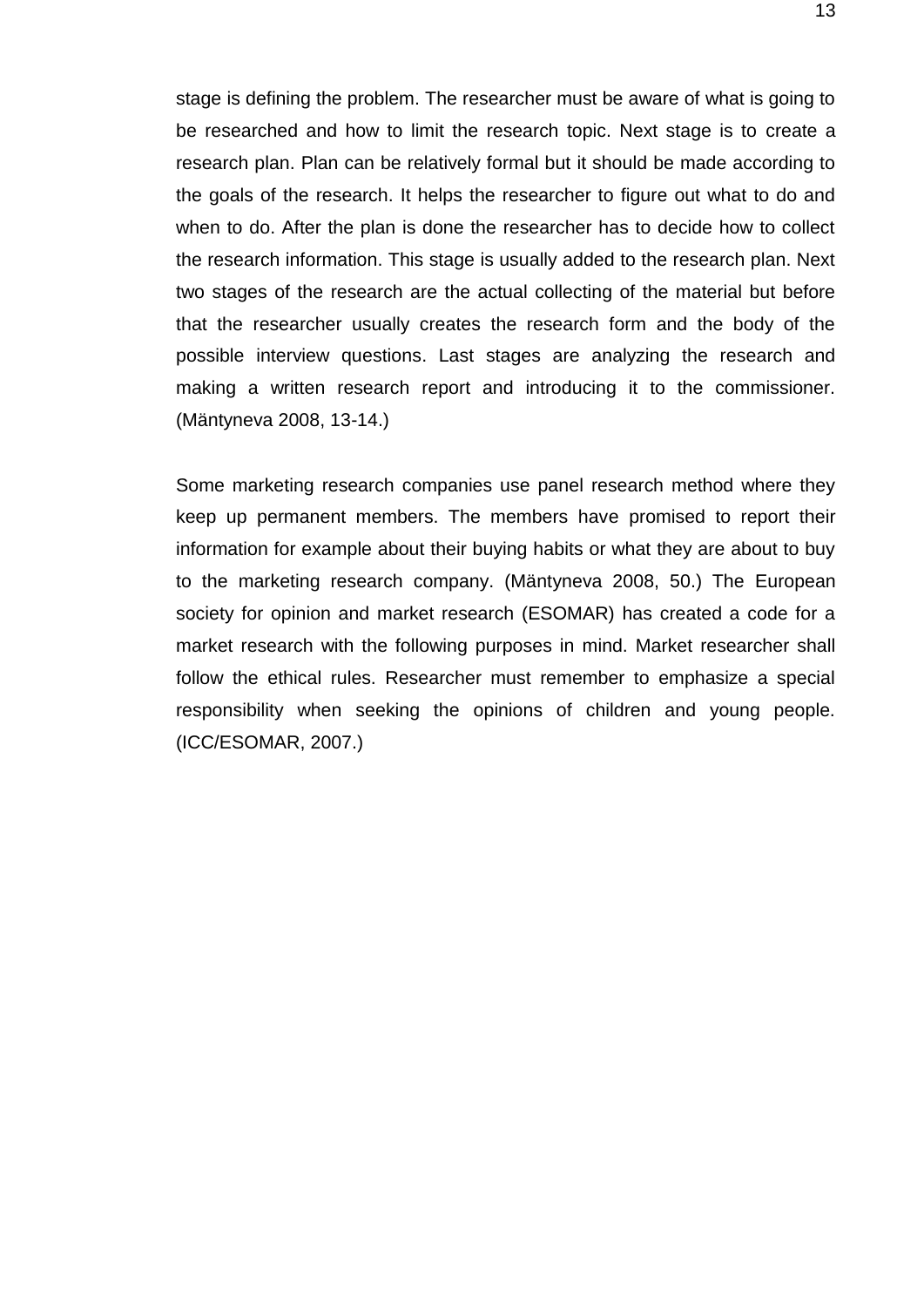stage is defining the problem. The researcher must be aware of what is going to be researched and how to limit the research topic. Next stage is to create a research plan. Plan can be relatively formal but it should be made according to the goals of the research. It helps the researcher to figure out what to do and when to do. After the plan is done the researcher has to decide how to collect the research information. This stage is usually added to the research plan. Next two stages of the research are the actual collecting of the material but before that the researcher usually creates the research form and the body of the possible interview questions. Last stages are analyzing the research and making a written research report and introducing it to the commissioner. (Mäntyneva 2008, 13-14.)

Some marketing research companies use panel research method where they keep up permanent members. The members have promised to report their information for example about their buying habits or what they are about to buy to the marketing research company. (Mäntyneva 2008, 50.) The European society for opinion and market research (ESOMAR) has created a code for a market research with the following purposes in mind. Market researcher shall follow the ethical rules. Researcher must remember to emphasize a special responsibility when seeking the opinions of children and young people. (ICC/ESOMAR, 2007.)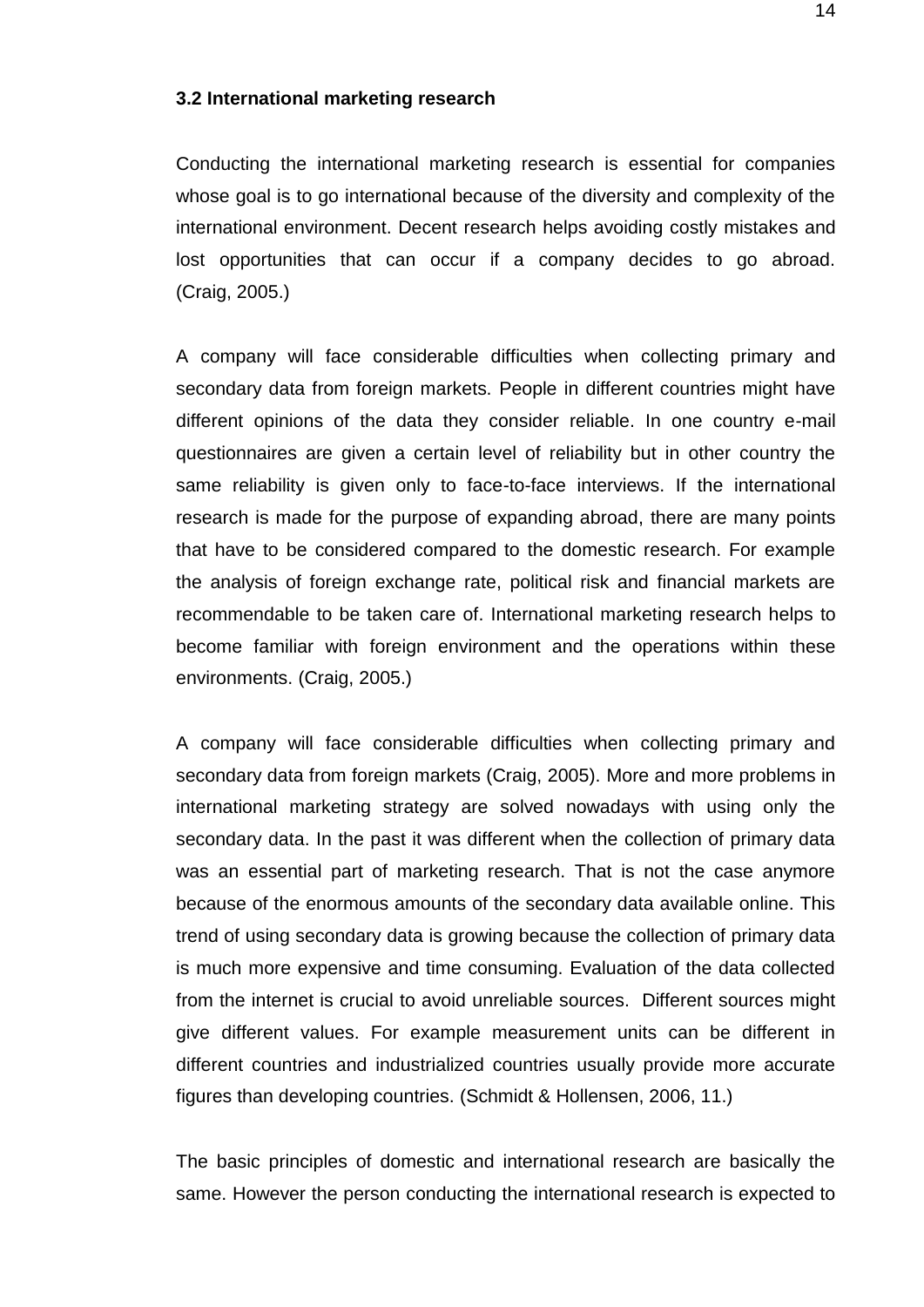### 3.2 International marketing research

Conducting the international marketing research is essential for companies whose goal is to go international because of the diversity and complexity of the international environment. Decent research helps avoiding costly mistakes and lost opportunities that can occur if a company decides to go abroad. (Craig, 2005.)

A company will face considerable difficulties when collecting primary and secondary data from foreign markets. People in different countries might have different opinions of the data they consider reliable. In one country e-mail questionnaires are given a certain level of reliability but in other country the same reliability is given only to face-to-face interviews. If the international research is made for the purpose of expanding abroad, there are many points that have to be considered compared to the domestic research. For example the analysis of foreign exchange rate, political risk and financial markets are recommendable to be taken care of. International marketing research helps to become familiar with foreign environment and the operations within these environments. (Craig, 2005.)

A company will face considerable difficulties when collecting primary and secondary data from foreign markets (Craig, 2005). More and more problems in international marketing strategy are solved nowadays with using only the secondary data. In the past it was different when the collection of primary data was an essential part of marketing research. That is not the case anymore because of the enormous amounts of the secondary data available online. This trend of using secondary data is growing because the collection of primary data is much more expensive and time consuming. Evaluation of the data collected from the internet is crucial to avoid unreliable sources. Different sources might give different values. For example measurement units can be different in different countries and industrialized countries usually provide more accurate figures than developing countries. (Schmidt & Hollensen, 2006, 11.)

The basic principles of domestic and international research are basically the same. However the person conducting the international research is expected to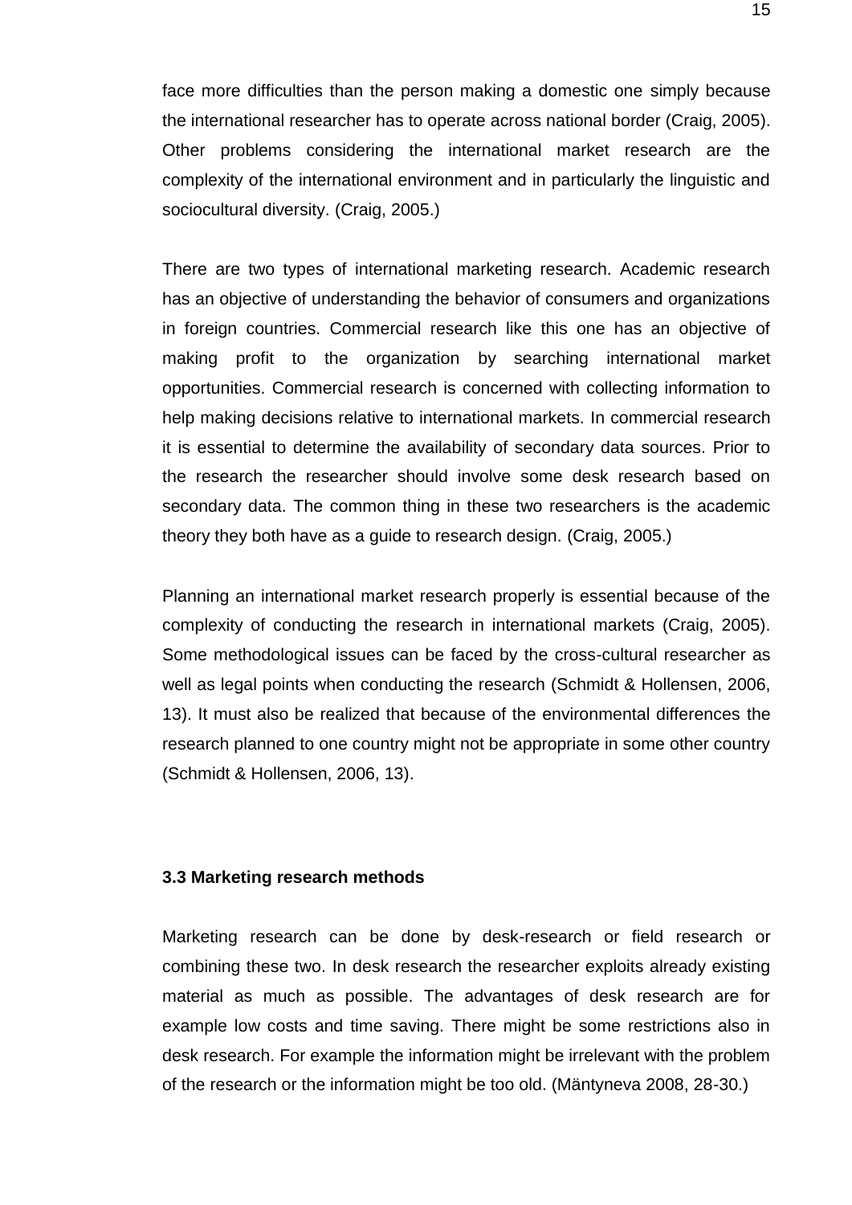face more difficulties than the person making a domestic one simply because the international researcher has to operate across national border (Craig, 2005). Other problems considering the international market research are the complexity of the international environment and in particularly the linguistic and sociocultural diversity. (Craig, 2005.)

There are two types of international marketing research. Academic research has an objective of understanding the behavior of consumers and organizations in foreign countries. Commercial research like this one has an objective of making profit to the organization by searching international market opportunities. Commercial research is concerned with collecting information to help making decisions relative to international markets. In commercial research it is essential to determine the availability of secondary data sources. Prior to the research the researcher should involve some desk research based on secondary data. The common thing in these two researchers is the academic theory they both have as a guide to research design. (Craig, 2005.)

Planning an international market research properly is essential because of the complexity of conducting the research in international markets (Craig, 2005). Some methodological issues can be faced by the cross-cultural researcher as well as legal points when conducting the research (Schmidt & Hollensen, 2006, 13). It must also be realized that because of the environmental differences the research planned to one country might not be appropriate in some other country (Schmidt & Hollensen, 2006, 13).

### 3.3 Marketing research methods

Marketing research can be done by desk-research or field research or combining these two. In desk research the researcher exploits already existing material as much as possible. The advantages of desk research are for example low costs and time saving. There might be some restrictions also in desk research. For example the information might be irrelevant with the problem of the research or the information might be too old. (Mäntyneva 2008, 28-30.)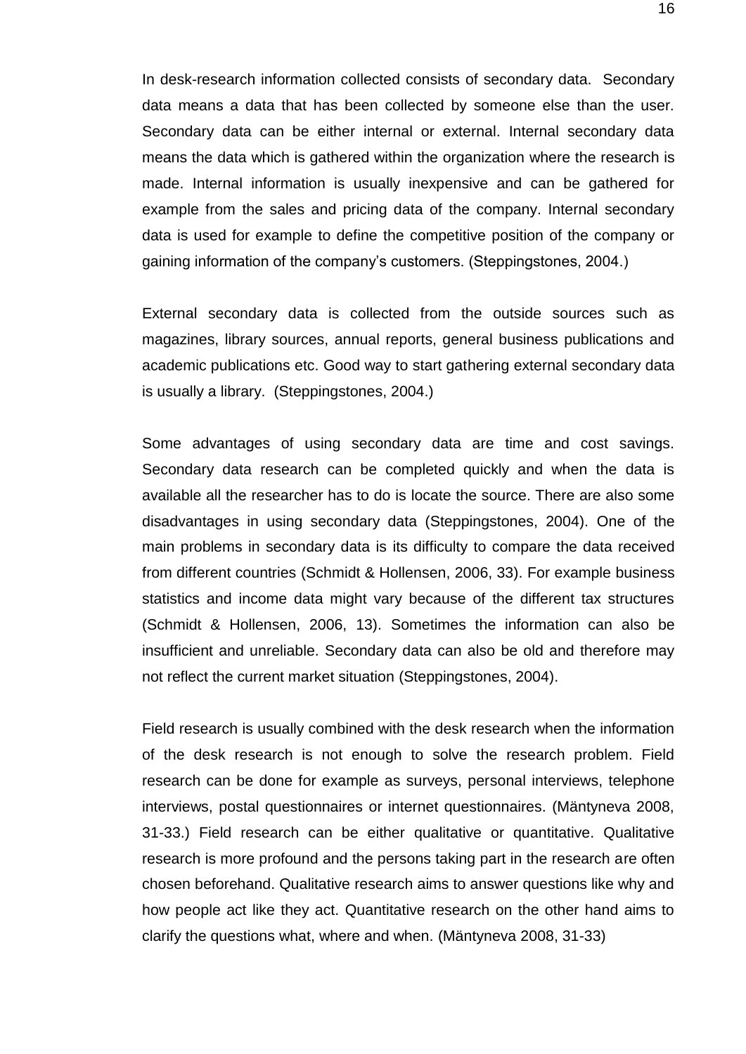In desk-research information collected consists of secondary data. Secondary data means a data that has been collected by someone else than the user. Secondary data can be either internal or external. Internal secondary data means the data which is gathered within the organization where the research is made. Internal information is usually inexpensive and can be gathered for example from the sales and pricing data of the company. Internal secondary data is used for example to define the competitive position of the company or gaining information of the company's customers. (Steppingstones, 2004.)

External secondary data is collected from the outside sources such as magazines, library sources, annual reports, general business publications and academic publications etc. Good way to start gathering external secondary data is usually a library. (Steppingstones, 2004.)

Some advantages of using secondary data are time and cost savings. Secondary data research can be completed quickly and when the data is available all the researcher has to do is locate the source. There are also some disadvantages in using secondary data (Steppingstones, 2004). One of the main problems in secondary data is its difficulty to compare the data received from different countries (Schmidt & Hollensen, 2006, 33). For example business statistics and income data might vary because of the different tax structures (Schmidt & Hollensen, 2006, 13). Sometimes the information can also be insufficient and unreliable. Secondary data can also be old and therefore may not reflect the current market situation (Steppingstones, 2004).

Field research is usually combined with the desk research when the information of the desk research is not enough to solve the research problem. Field research can be done for example as surveys, personal interviews, telephone interviews, postal questionnaires or internet questionnaires. (Mäntyneva 2008, 31-33.) Field research can be either qualitative or quantitative. Qualitative research is more profound and the persons taking part in the research are often chosen beforehand. Qualitative research aims to answer questions like why and how people act like they act. Quantitative research on the other hand aims to clarify the questions what, where and when. (Mäntyneva 2008, 31-33)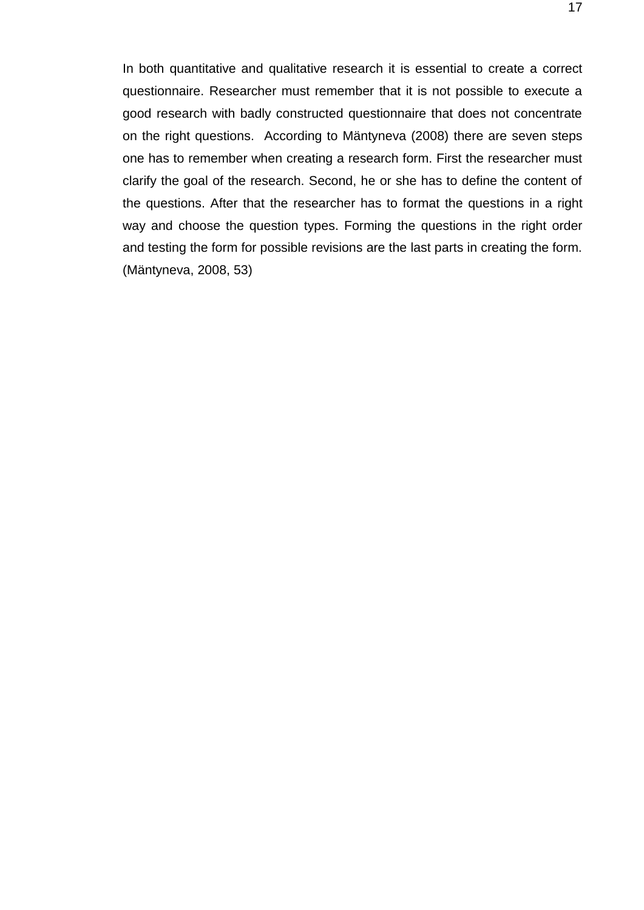In both quantitative and qualitative research it is essential to create a correct questionnaire. Researcher must remember that it is not possible to execute a good research with badly constructed questionnaire that does not concentrate on the right questions. According to Mäntyneva (2008) there are seven steps one has to remember when creating a research form. First the researcher must clarify the goal of the research. Second, he or she has to define the content of the questions. After that the researcher has to format the questions in a right way and choose the question types. Forming the questions in the right order and testing the form for possible revisions are the last parts in creating the form. (Mäntyneva, 2008, 53)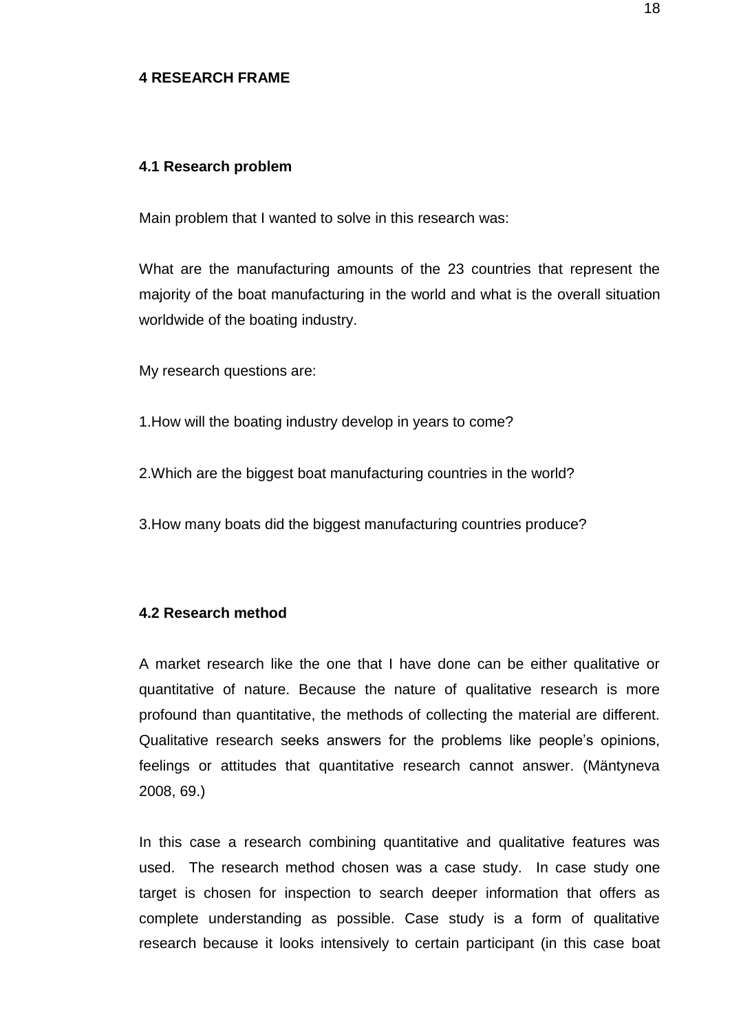# 4 RESEARCH FRAME

## 4.1 Research problem

Main problem that I wanted to solve in this research was:

What are the manufacturing amounts of the 23 countries that represent the majority of the boat manufacturing in the world and what is the overall situation worldwide of the boating industry.

My research questions are:

1.How will the boating industry develop in years to come?

2.Which are the biggest boat manufacturing countries in the world?

3.How many boats did the biggest manufacturing countries produce?

## 4.2 Research method

A market research like the one that I have done can be either qualitative or quantitative of nature. Because the nature of qualitative research is more profound than quantitative, the methods of collecting the material are different. Qualitative research seeks answers for the problems like people's opinions, feelings or attitudes that quantitative research cannot answer. (Mäntyneva 2008, 69.)

In this case a research combining quantitative and qualitative features was used. The research method chosen was a case study. In case study one target is chosen for inspection to search deeper information that offers as complete understanding as possible. Case study is a form of qualitative research because it looks intensively to certain participant (in this case boat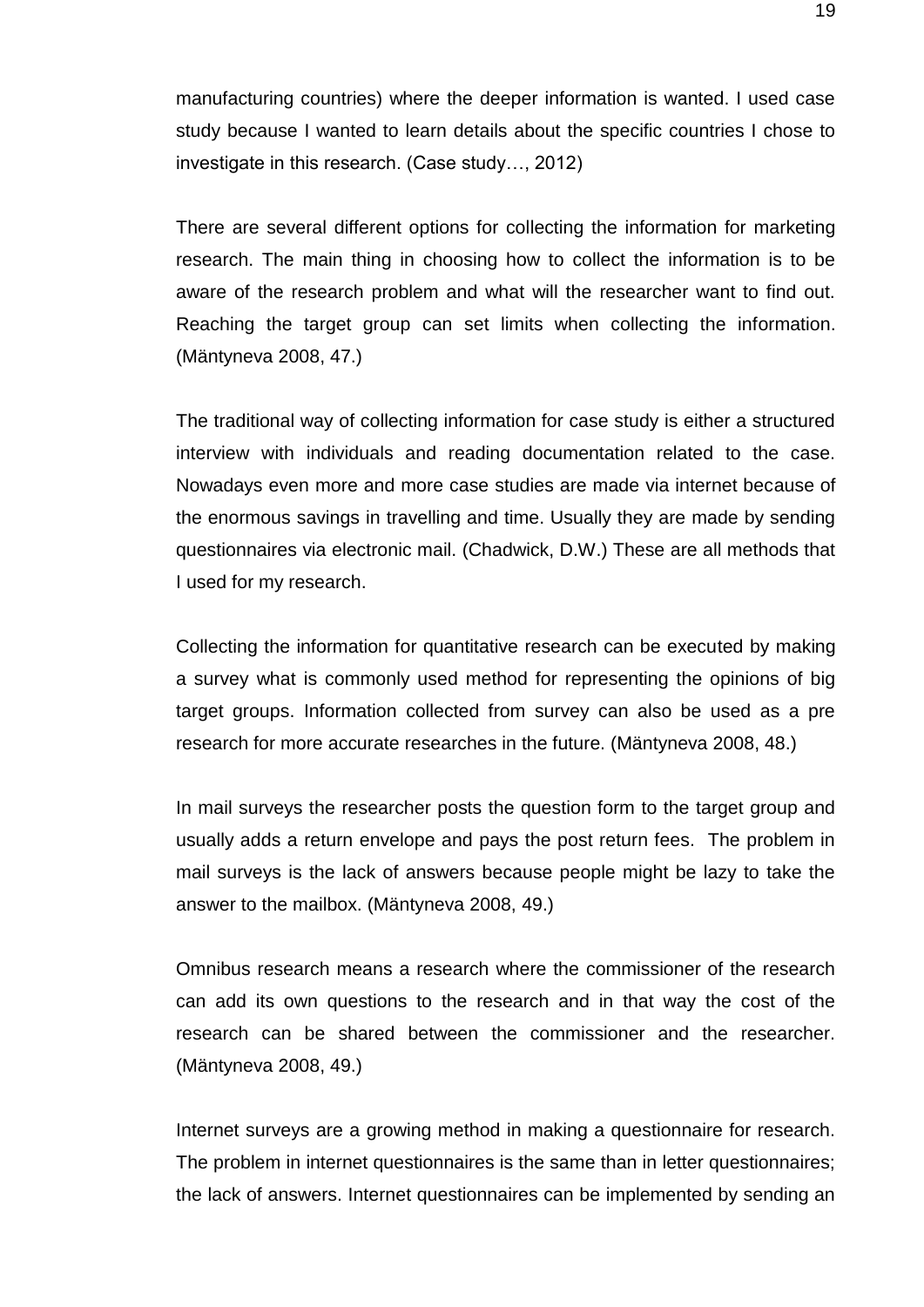manufacturing countries) where the deeper information is wanted. I used case study because I wanted to learn details about the specific countries I chose to investigate in this research. (Case study…, 2012)

There are several different options for collecting the information for marketing research. The main thing in choosing how to collect the information is to be aware of the research problem and what will the researcher want to find out. Reaching the target group can set limits when collecting the information. (Mäntyneva 2008, 47.)

The traditional way of collecting information for case study is either a structured interview with individuals and reading documentation related to the case. Nowadays even more and more case studies are made via internet because of the enormous savings in travelling and time. Usually they are made by sending questionnaires via electronic mail. (Chadwick, D.W.) These are all methods that I used for my research.

Collecting the information for quantitative research can be executed by making a survey what is commonly used method for representing the opinions of big target groups. Information collected from survey can also be used as a pre research for more accurate researches in the future. (Mäntyneva 2008, 48.)

In mail surveys the researcher posts the question form to the target group and usually adds a return envelope and pays the post return fees. The problem in mail surveys is the lack of answers because people might be lazy to take the answer to the mailbox. (Mäntyneva 2008, 49.)

Omnibus research means a research where the commissioner of the research can add its own questions to the research and in that way the cost of the research can be shared between the commissioner and the researcher. (Mäntyneva 2008, 49.)

Internet surveys are a growing method in making a questionnaire for research. The problem in internet questionnaires is the same than in letter questionnaires; the lack of answers. Internet questionnaires can be implemented by sending an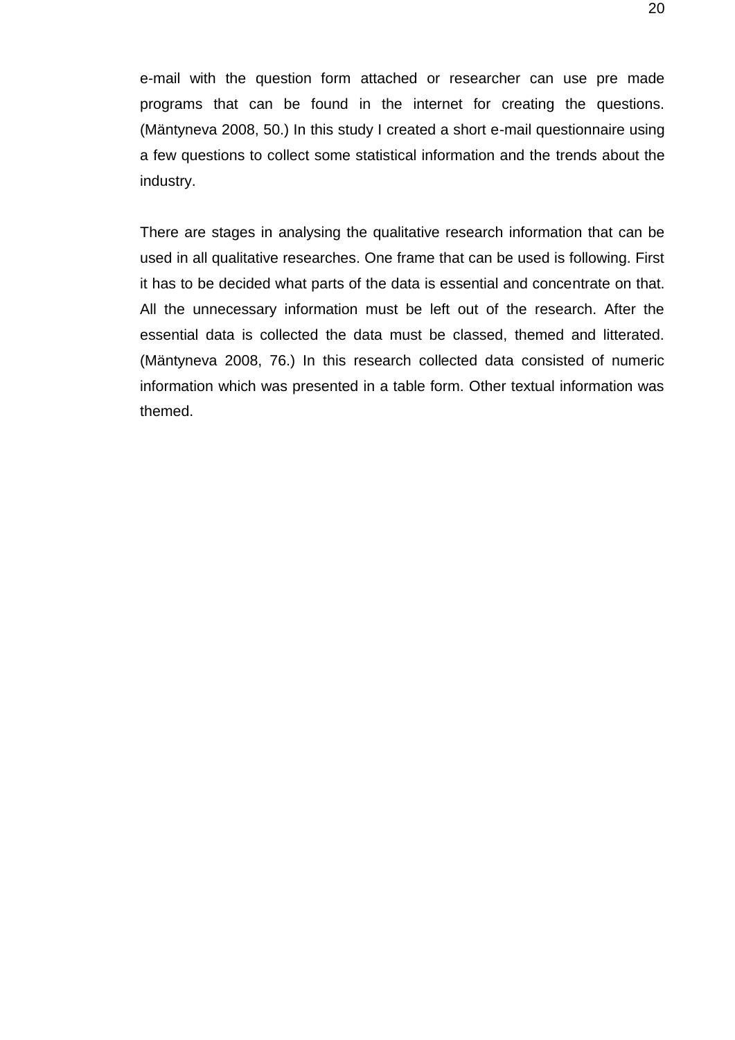e-mail with the question form attached or researcher can use pre made programs that can be found in the internet for creating the questions. (Mäntyneva 2008, 50.) In this study I created a short e-mail questionnaire using a few questions to collect some statistical information and the trends about the industry.

There are stages in analysing the qualitative research information that can be used in all qualitative researches. One frame that can be used is following. First it has to be decided what parts of the data is essential and concentrate on that. All the unnecessary information must be left out of the research. After the essential data is collected the data must be classed, themed and litterated. (Mäntyneva 2008, 76.) In this research collected data consisted of numeric information which was presented in a table form. Other textual information was themed.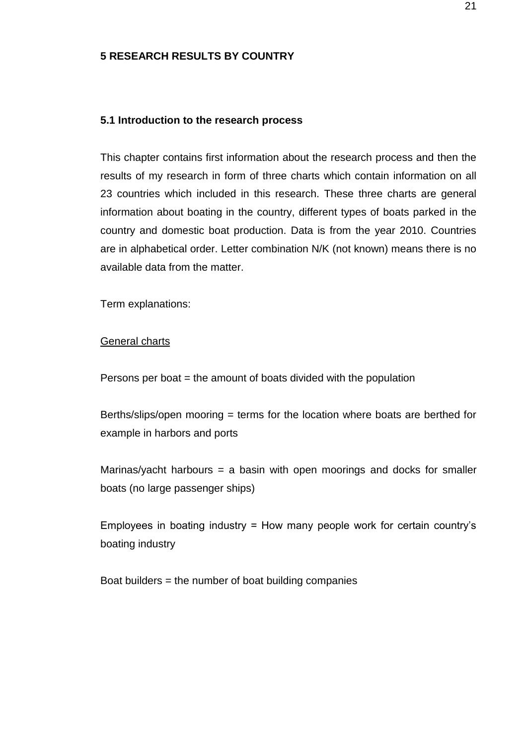# 5 RESEARCH RESULTS BY COUNTRY

## 5.1 Introduction to the research process

This chapter contains first information about the research process and then the results of my research in form of three charts which contain information on all 23 countries which included in this research. These three charts are general information about boating in the country, different types of boats parked in the country and domestic boat production. Data is from the year 2010. Countries are in alphabetical order. Letter combination N/K (not known) means there is no available data from the matter.

Term explanations:

<u>General charts</u>

Persons per boat = the amount of boats divided with the population

Berths/slips/open mooring = terms for the location where boats are berthed for example in harbors and ports

Marinas/yacht harbours = a basin with open moorings and docks for smaller boats (no large passenger ships)

Employees in boating industry = How many people work for certain country's boating industry

Boat builders = the number of boat building companies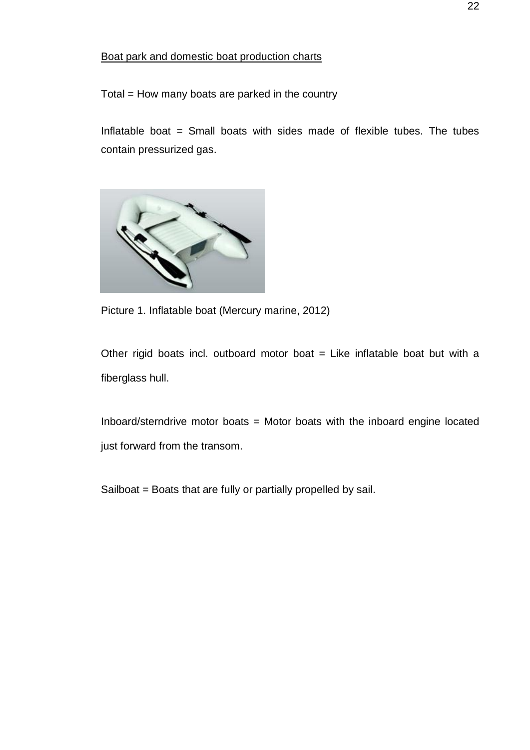Boat park and domestic boat production charts

Total = How many boats are parked in the country

Inflatable boat = Small boats with sides made of flexible tubes. The tubes contain pressurized gas.

Picture 1. Inflatable boat (Mercury marine, 2012)

Other rigid boats incl. outboard motor boat = Like inflatable boat but with a fiberglass hull.

Inboard/sterndrive motor boats = Motor boats with the inboard engine located just forward from the transom.

Sailboat = Boats that are fully or partially propelled by sail.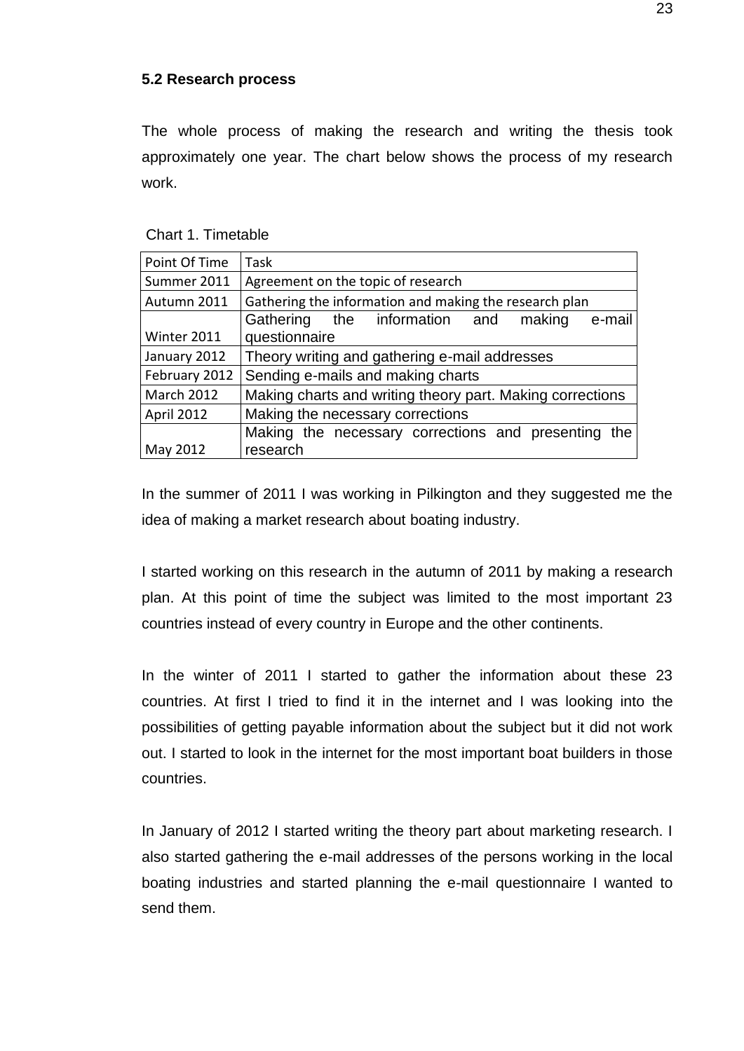### 5.2 Research process

The whole process of making the research and writing the thesis took approximately one year. The chart below shows the process of my research work.

Chart 1. Timetable

| Point Of Time | Task |
|---|---|
| Summer 2011 | Agreement on the topic of research |
| Autumn 2011 | Gathering the information and making the research plan |
| Winter 2011 | Gathering the information and making e-mail questionnaire |
| January 2012 | Theory writing and gathering e-mail addresses |
| February 2012 | Sending e-mails and making charts |
| March 2012 | Making charts and writing theory part. Making corrections |
| April 2012 | Making the necessary corrections |
| May 2012 | Making the necessary corrections and presenting the research |

In the summer of 2011 I was working in Pilkington and they suggested me the idea of making a market research about boating industry.

I started working on this research in the autumn of 2011 by making a research plan. At this point of time the subject was limited to the most important 23 countries instead of every country in Europe and the other continents.

In the winter of 2011 I started to gather the information about these 23 countries. At first I tried to find it in the internet and I was looking into the possibilities of getting payable information about the subject but it did not work out. I started to look in the internet for the most important boat builders in those countries.

In January of 2012 I started writing the theory part about marketing research. I also started gathering the e-mail addresses of the persons working in the local boating industries and started planning the e-mail questionnaire I wanted to send them.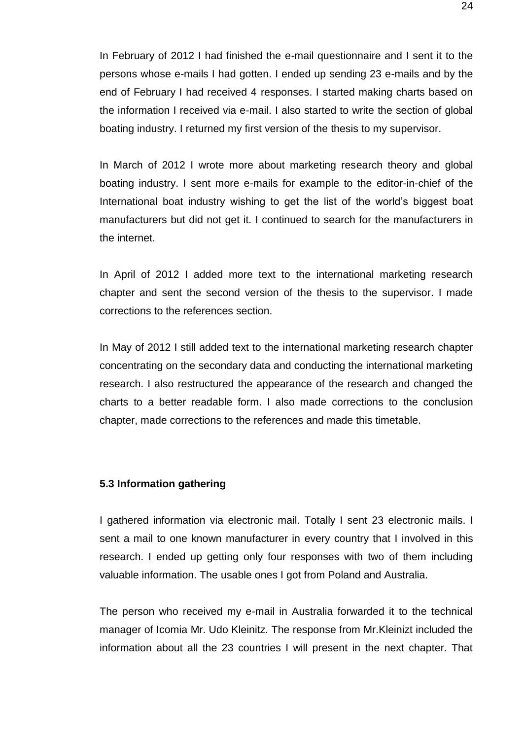In February of 2012 I had finished the e-mail questionnaire and I sent it to the persons whose e-mails I had gotten. I ended up sending 23 e-mails and by the end of February I had received 4 responses. I started making charts based on the information I received via e-mail. I also started to write the section of global boating industry. I returned my first version of the thesis to my supervisor.

In March of 2012 I wrote more about marketing research theory and global boating industry. I sent more e-mails for example to the editor-in-chief of the International boat industry wishing to get the list of the world's biggest boat manufacturers but did not get it. I continued to search for the manufacturers in the internet.

In April of 2012 I added more text to the international marketing research chapter and sent the second version of the thesis to the supervisor. I made corrections to the references section.

In May of 2012 I still added text to the international marketing research chapter concentrating on the secondary data and conducting the international marketing research. I also restructured the appearance of the research and changed the charts to a better readable form. I also made corrections to the conclusion chapter, made corrections to the references and made this timetable.

### 5.3 Information gathering

I gathered information via electronic mail. Totally I sent 23 electronic mails. I sent a mail to one known manufacturer in every country that I involved in this research. I ended up getting only four responses with two of them including valuable information. The usable ones I got from Poland and Australia.

The person who received my e-mail in Australia forwarded it to the technical manager of Icomia Mr. Udo Kleinitz. The response from Mr.Kleinizt included the information about all the 23 countries I will present in the next chapter. That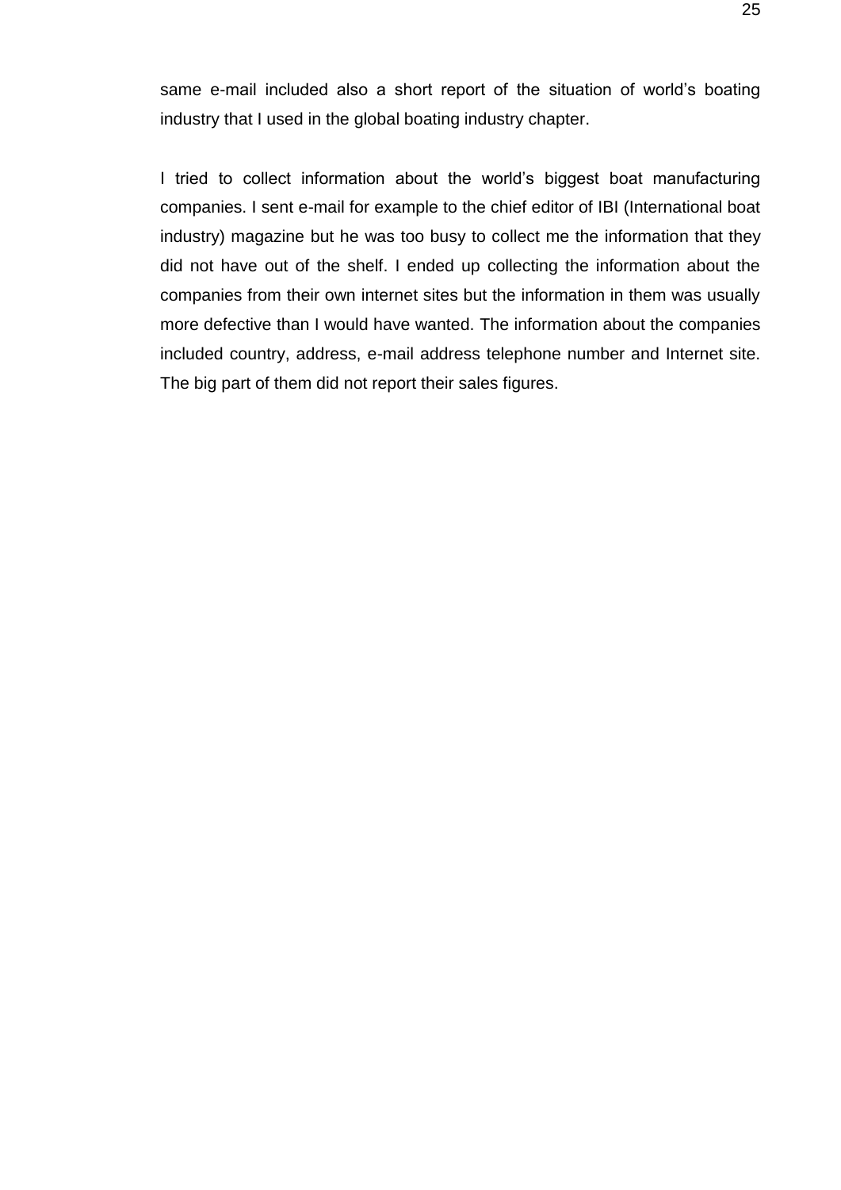same e-mail included also a short report of the situation of world’s boating industry that I used in the global boating industry chapter.

I tried to collect information about the world’s biggest boat manufacturing companies. I sent e-mail for example to the chief editor of IBI (International boat industry) magazine but he was too busy to collect me the information that they did not have out of the shelf. I ended up collecting the information about the companies from their own internet sites but the information in them was usually more defective than I would have wanted. The information about the companies included country, address, e-mail address telephone number and Internet site. The big part of them did not report their sales figures.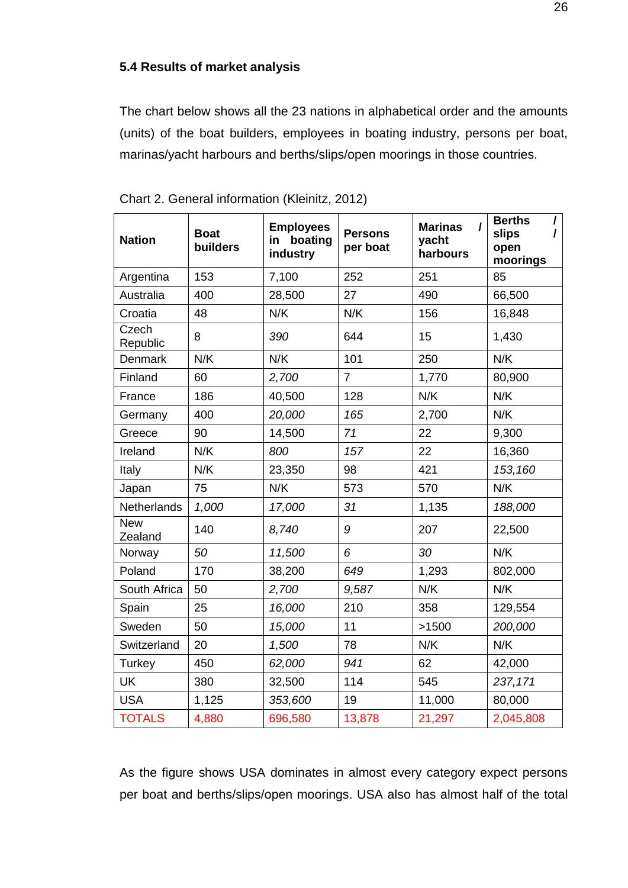### 5.4 Results of market analysis

The chart below shows all the 23 nations in alphabetical order and the amounts (units) of the boat builders, employees in boating industry, persons per boat, marinas/yacht harbours and berths/slips/open moorings in those countries.

Chart 2. General information (Kleinitz, 2012)

| **Nation** | **Boat builders** | **Employees in boating industry** | **Persons per boat** | **Marinas / yacht harbours** | **Berths / slips / open moorings** |
|---|---|---|---|---|---|
| Argentina | 153 | 7,100 | 252 | 251 | 85 |
| Australia | 400 | 28,500 | 27 | 490 | 66,500 |
| Croatia | 48 | N/K | N/K | 156 | 16,848 |
| Czech Republic | 8 | *390* | 644 | 15 | 1,430 |
| Denmark | N/K | N/K | 101 | 250 | N/K |
| Finland | 60 | *2,700* | 7 | 1,770 | 80,900 |
| France | 186 | 40,500 | 128 | N/K | N/K |
| Germany | 400 | *20,000* | *165* | 2,700 | N/K |
| Greece | 90 | 14,500 | *71* | 22 | 9,300 |
| Ireland | N/K | *800* | *157* | 22 | 16,360 |
| Italy | N/K | 23,350 | 98 | 421 | *153,160* |
| Japan | 75 | N/K | 573 | 570 | N/K |
| Netherlands | *1,000* | *17,000* | *31* | 1,135 | *188,000* |
| New Zealand | 140 | *8,740* | *9* | 207 | 22,500 |
| Norway | *50* | *11,500* | *6* | *30* | N/K |
| Poland | 170 | 38,200 | *649* | 1,293 | 802,000 |
| South Africa | 50 | *2,700* | *9,587* | N/K | N/K |
| Spain | 25 | *16,000* | 210 | 358 | 129,554 |
| Sweden | 50 | *15,000* | 11 | >1500 | *200,000* |
| Switzerland | 20 | *1,500* | 78 | N/K | N/K |
| Turkey | 450 | *62,000* | *941* | 62 | 42,000 |
| UK | 380 | 32,500 | 114 | 545 | *237,171* |
| USA | 1,125 | *353,600* | 19 | 11,000 | 80,000 |
| TOTALS | 4,880 | 696,580 | 13,878 | 21,297 | 2,045,808 |

As the figure shows USA dominates in almost every category expect persons per boat and berths/slips/open moorings. USA also has almost half of the total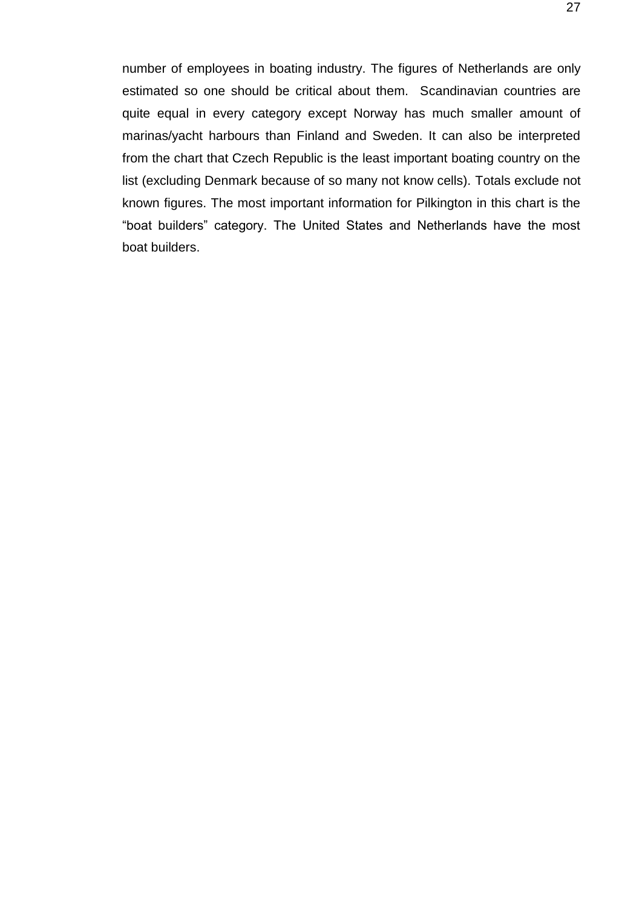number of employees in boating industry. The figures of Netherlands are only estimated so one should be critical about them.  Scandinavian countries are quite equal in every category except Norway has much smaller amount of marinas/yacht harbours than Finland and Sweden. It can also be interpreted from the chart that Czech Republic is the least important boating country on the list (excluding Denmark because of so many not know cells). Totals exclude not known figures. The most important information for Pilkington in this chart is the "boat builders" category. The United States and Netherlands have the most boat builders.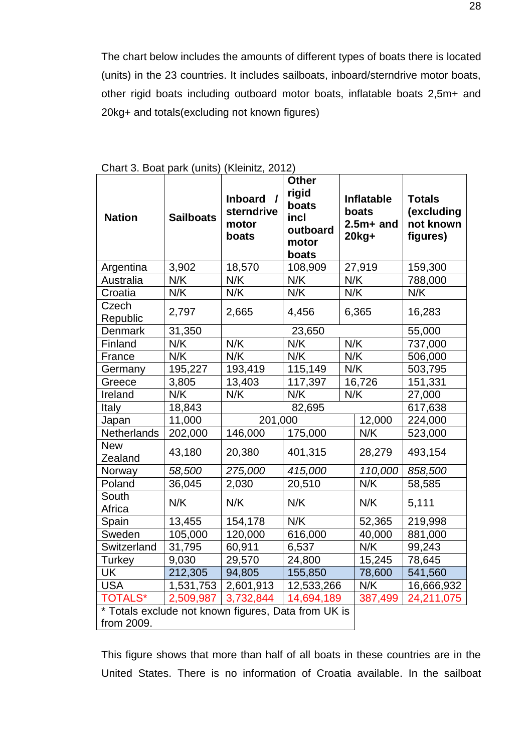The chart below includes the amounts of different types of boats there is located (units) in the 23 countries. It includes sailboats, inboard/sterndrive motor boats, other rigid boats including outboard motor boats, inflatable boats 2,5m+ and 20kg+ and totals(excluding not known figures)

Chart 3. Boat park (units) (Kleinitz, 2012)

| Nation | Sailboats | Inboard / sterndrive motor boats | Other rigid boats incl outboard motor boats | Inflatable boats 2.5m+ and 20kg+ | Totals (excluding not known figures) |
|---|---|---|---|---|---|
| Argentina | 3,902 | 18,570 | 108,909 | 27,919 | 159,300 |
| Australia | N/K | N/K | N/K | N/K | 788,000 |
| Croatia | N/K | N/K | N/K | N/K | N/K |
| Czech Republic | 2,797 | 2,665 | 4,456 | 6,365 | 16,283 |
| Denmark | 31,350 | 23,650 | | | 55,000 |
| Finland | N/K | N/K | N/K | N/K | 737,000 |
| France | N/K | N/K | N/K | N/K | 506,000 |
| Germany | 195,227 | 193,419 | 115,149 | N/K | 503,795 |
| Greece | 3,805 | 13,403 | 117,397 | 16,726 | 151,331 |
| Ireland | N/K | N/K | N/K | N/K | 27,000 |
| Italy | 18,843 | 82,695 | | | 617,638 |
| Japan | 11,000 | 201,000 | | 12,000 | 224,000 |
| Netherlands | 202,000 | 146,000 | 175,000 | N/K | 523,000 |
| New Zealand | 43,180 | 20,380 | 401,315 | 28,279 | 493,154 |
| Norway | *58,500* | *275,000* | *415,000* | *110,000* | *858,500* |
| Poland | 36,045 | 2,030 | 20,510 | N/K | 58,585 |
| South Africa | N/K | N/K | N/K | N/K | 5,111 |
| Spain | 13,455 | 154,178 | N/K | 52,365 | 219,998 |
| Sweden | 105,000 | 120,000 | 616,000 | 40,000 | 881,000 |
| Switzerland | 31,795 | 60,911 | 6,537 | N/K | 99,243 |
| Turkey | 9,030 | 29,570 | 24,800 | 15,245 | 78,645 |
| UK | 212,305 | 94,805 | 155,850 | 78,600 | 541,560 |
| USA | 1,531,753 | 2,601,913 | 12,533,266 | N/K | 16,666,932 |
| TOTALS* | 2,509,987 | 3,732,844 | 14,694,189 | 387,499 | 24,211,075 |

* Totals exclude not known figures, Data from UK is from 2009.

This figure shows that more than half of all boats in these countries are in the United States. There is no information of Croatia available. In the sailboat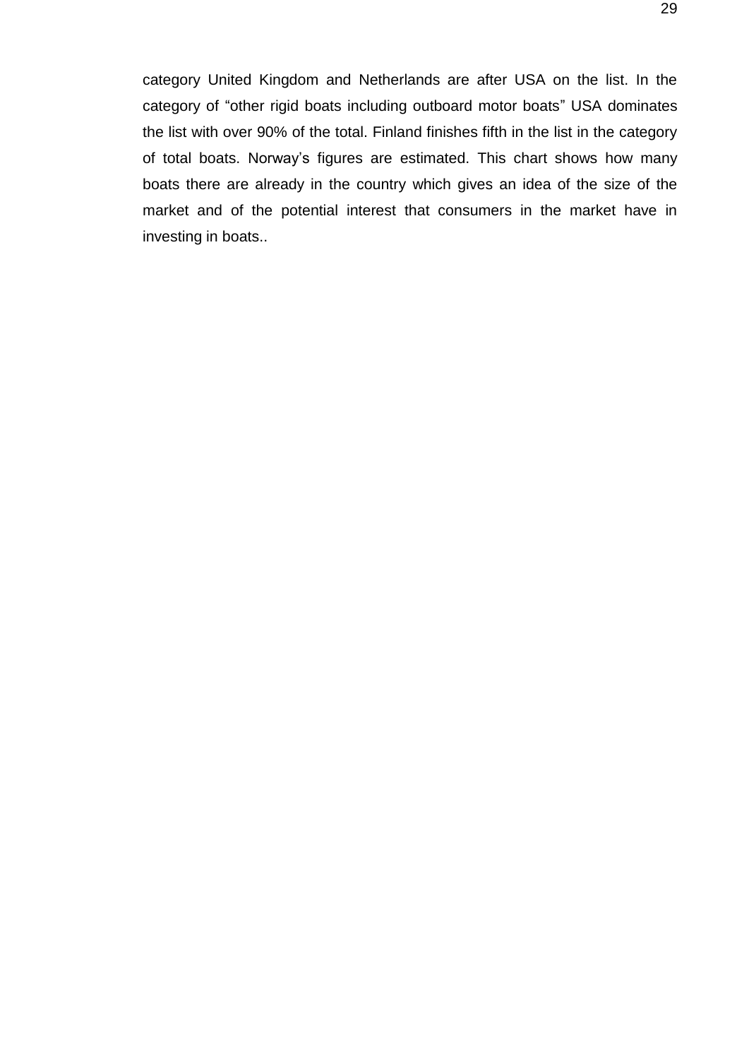category United Kingdom and Netherlands are after USA on the list. In the category of “other rigid boats including outboard motor boats” USA dominates the list with over 90% of the total. Finland finishes fifth in the list in the category of total boats. Norway’s figures are estimated. This chart shows how many boats there are already in the country which gives an idea of the size of the market and of the potential interest that consumers in the market have in investing in boats..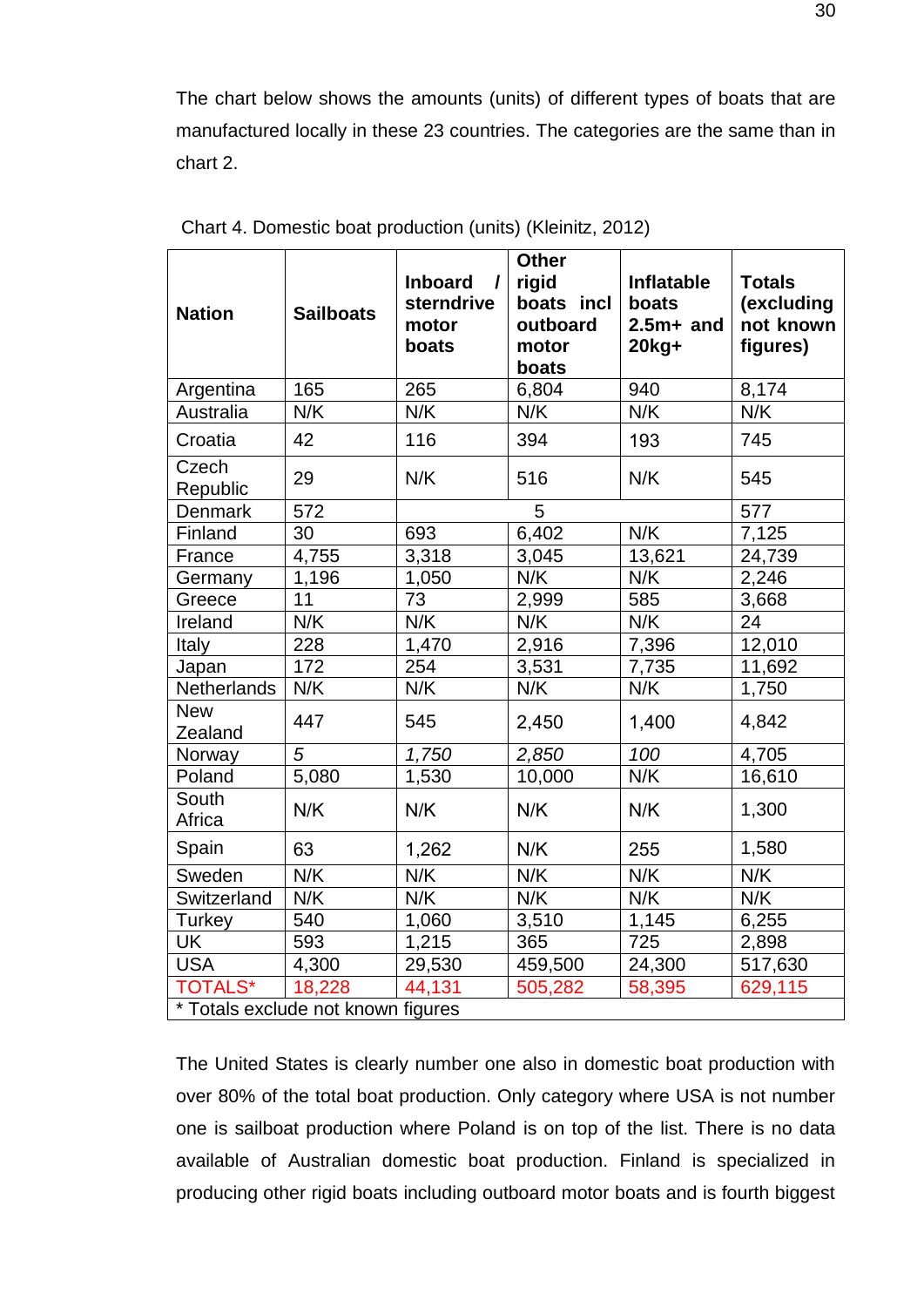The chart below shows the amounts (units) of different types of boats that are manufactured locally in these 23 countries. The categories are the same than in chart 2.

Chart 4. Domestic boat production (units) (Kleinitz, 2012)

| Nation | Sailboats | Inboard / sterndrive motor boats | Other rigid boats incl outboard motor boats | Inflatable boats 2.5m+ and 20kg+ | Totals (excluding not known figures) |
|---|---|---|---|---|---|
| Argentina | 165 | 265 | 6,804 | 940 | 8,174 |
| Australia | N/K | N/K | N/K | N/K | N/K |
| Croatia | 42 | 116 | 394 | 193 | 745 |
| Czech Republic | 29 | N/K | 516 | N/K | 545 |
| Denmark | 572 | | 5 | | 577 |
| Finland | 30 | 693 | 6,402 | N/K | 7,125 |
| France | 4,755 | 3,318 | 3,045 | 13,621 | 24,739 |
| Germany | 1,196 | 1,050 | N/K | N/K | 2,246 |
| Greece | 11 | 73 | 2,999 | 585 | 3,668 |
| Ireland | N/K | N/K | N/K | N/K | 24 |
| Italy | 228 | 1,470 | 2,916 | 7,396 | 12,010 |
| Japan | 172 | 254 | 3,531 | 7,735 | 11,692 |
| Netherlands | N/K | N/K | N/K | N/K | 1,750 |
| New Zealand | 447 | 545 | 2,450 | 1,400 | 4,842 |
| Norway | *5* | *1,750* | *2,850* | *100* | 4,705 |
| Poland | 5,080 | 1,530 | 10,000 | N/K | 16,610 |
| South Africa | N/K | N/K | N/K | N/K | 1,300 |
| Spain | 63 | 1,262 | N/K | 255 | 1,580 |
| Sweden | N/K | N/K | N/K | N/K | N/K |
| Switzerland | N/K | N/K | N/K | N/K | N/K |
| Turkey | 540 | 1,060 | 3,510 | 1,145 | 6,255 |
| UK | 593 | 1,215 | 365 | 725 | 2,898 |
| USA | 4,300 | 29,530 | 459,500 | 24,300 | 517,630 |
| TOTALS* | 18,228 | 44,131 | 505,282 | 58,395 | 629,115 |

\* Totals exclude not known figures

The United States is clearly number one also in domestic boat production with over 80% of the total boat production. Only category where USA is not number one is sailboat production where Poland is on top of the list. There is no data available of Australian domestic boat production. Finland is specialized in producing other rigid boats including outboard motor boats and is fourth biggest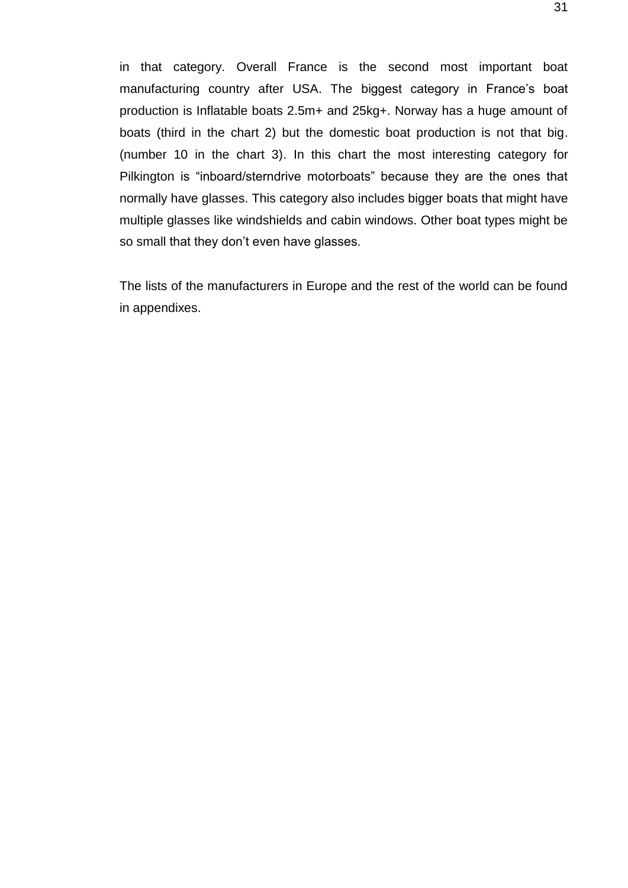in that category. Overall France is the second most important boat manufacturing country after USA. The biggest category in France's boat production is Inflatable boats 2.5m+ and 25kg+. Norway has a huge amount of boats (third in the chart 2) but the domestic boat production is not that big. (number 10 in the chart 3). In this chart the most interesting category for Pilkington is "inboard/sterndrive motorboats" because they are the ones that normally have glasses. This category also includes bigger boats that might have multiple glasses like windshields and cabin windows. Other boat types might be so small that they don't even have glasses.

The lists of the manufacturers in Europe and the rest of the world can be found in appendixes.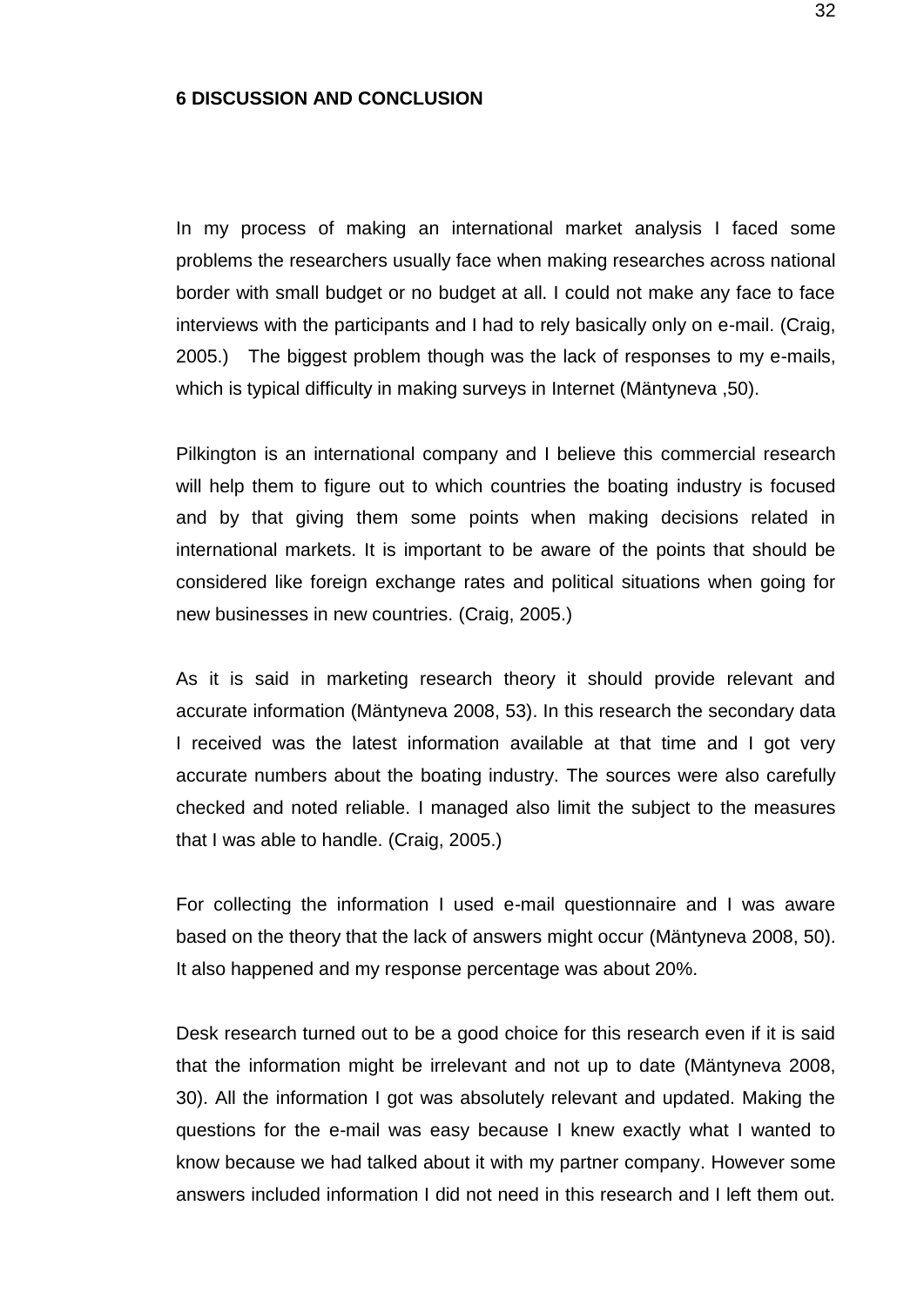# 6 DISCUSSION AND CONCLUSION

In my process of making an international market analysis I faced some problems the researchers usually face when making researches across national border with small budget or no budget at all. I could not make any face to face interviews with the participants and I had to rely basically only on e-mail. (Craig, 2005.) The biggest problem though was the lack of responses to my e-mails, which is typical difficulty in making surveys in Internet (Mäntyneva ,50).

Pilkington is an international company and I believe this commercial research will help them to figure out to which countries the boating industry is focused and by that giving them some points when making decisions related in international markets. It is important to be aware of the points that should be considered like foreign exchange rates and political situations when going for new businesses in new countries. (Craig, 2005.)

As it is said in marketing research theory it should provide relevant and accurate information (Mäntyneva 2008, 53). In this research the secondary data I received was the latest information available at that time and I got very accurate numbers about the boating industry. The sources were also carefully checked and noted reliable. I managed also limit the subject to the measures that I was able to handle. (Craig, 2005.)

For collecting the information I used e-mail questionnaire and I was aware based on the theory that the lack of answers might occur (Mäntyneva 2008, 50). It also happened and my response percentage was about 20%.

Desk research turned out to be a good choice for this research even if it is said that the information might be irrelevant and not up to date (Mäntyneva 2008, 30). All the information I got was absolutely relevant and updated. Making the questions for the e-mail was easy because I knew exactly what I wanted to know because we had talked about it with my partner company. However some answers included information I did not need in this research and I left them out.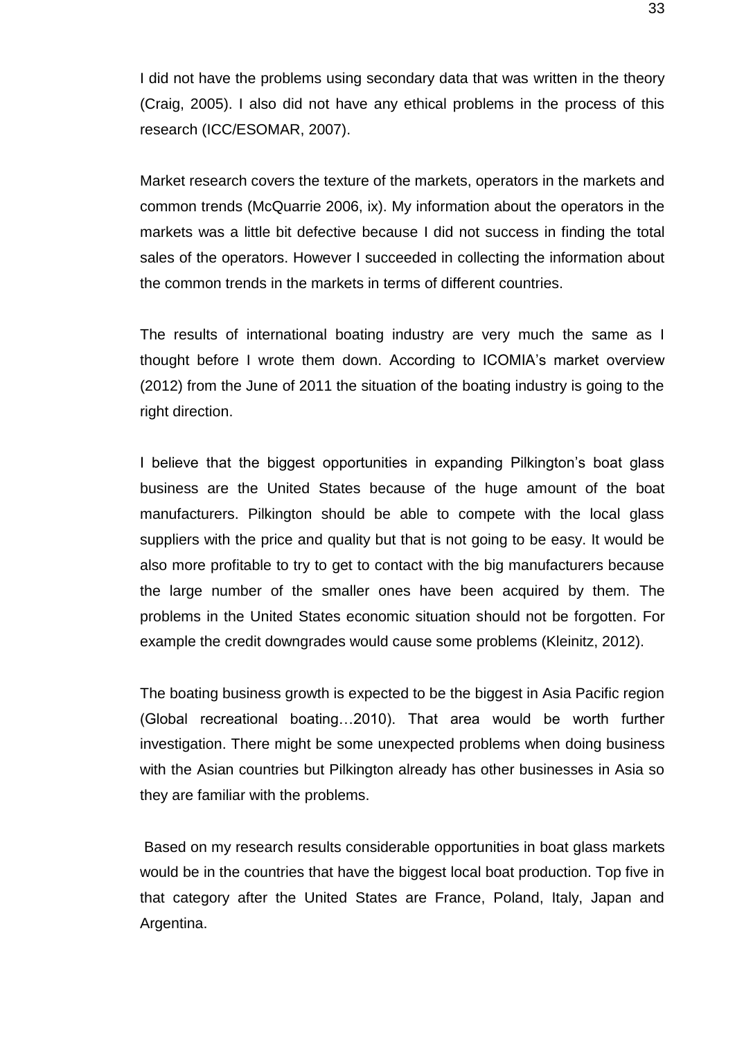I did not have the problems using secondary data that was written in the theory (Craig, 2005). I also did not have any ethical problems in the process of this research (ICC/ESOMAR, 2007).

Market research covers the texture of the markets, operators in the markets and common trends (McQuarrie 2006, ix). My information about the operators in the markets was a little bit defective because I did not success in finding the total sales of the operators. However I succeeded in collecting the information about the common trends in the markets in terms of different countries.

The results of international boating industry are very much the same as I thought before I wrote them down. According to ICOMIA's market overview (2012) from the June of 2011 the situation of the boating industry is going to the right direction.

I believe that the biggest opportunities in expanding Pilkington's boat glass business are the United States because of the huge amount of the boat manufacturers. Pilkington should be able to compete with the local glass suppliers with the price and quality but that is not going to be easy. It would be also more profitable to try to get to contact with the big manufacturers because the large number of the smaller ones have been acquired by them. The problems in the United States economic situation should not be forgotten. For example the credit downgrades would cause some problems (Kleinitz, 2012).

The boating business growth is expected to be the biggest in Asia Pacific region (Global recreational boating…2010). That area would be worth further investigation. There might be some unexpected problems when doing business with the Asian countries but Pilkington already has other businesses in Asia so they are familiar with the problems.

Based on my research results considerable opportunities in boat glass markets would be in the countries that have the biggest local boat production. Top five in that category after the United States are France, Poland, Italy, Japan and Argentina.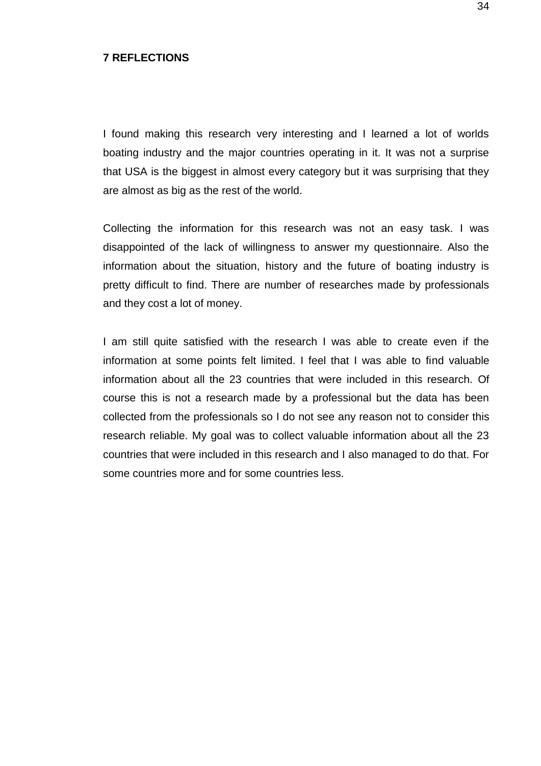## 7 REFLECTIONS

I found making this research very interesting and I learned a lot of worlds boating industry and the major countries operating in it. It was not a surprise that USA is the biggest in almost every category but it was surprising that they are almost as big as the rest of the world.

Collecting the information for this research was not an easy task. I was disappointed of the lack of willingness to answer my questionnaire. Also the information about the situation, history and the future of boating industry is pretty difficult to find. There are number of researches made by professionals and they cost a lot of money.

I am still quite satisfied with the research I was able to create even if the information at some points felt limited. I feel that I was able to find valuable information about all the 23 countries that were included in this research. Of course this is not a research made by a professional but the data has been collected from the professionals so I do not see any reason not to consider this research reliable. My goal was to collect valuable information about all the 23 countries that were included in this research and I also managed to do that. For some countries more and for some countries less.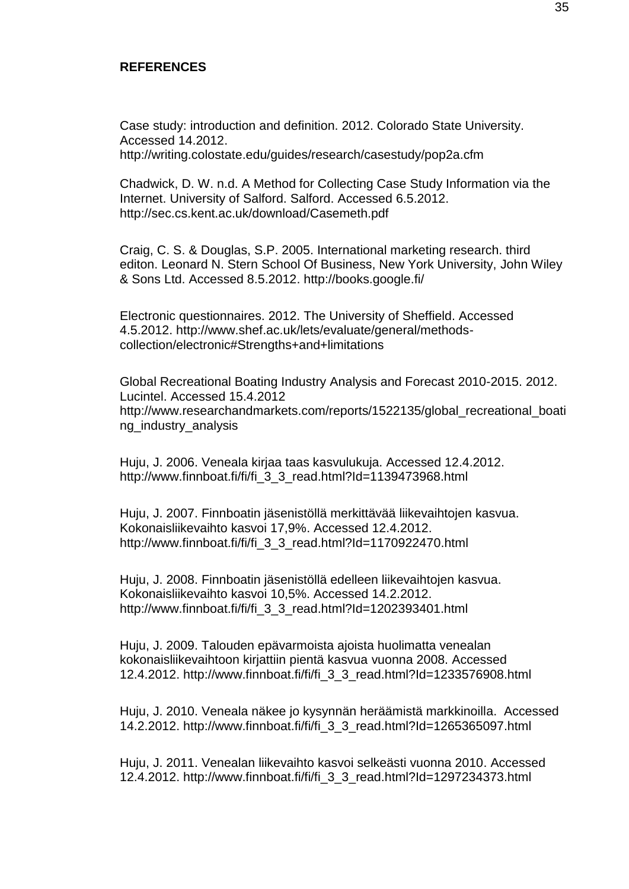## REFERENCES

Case study: introduction and definition. 2012. Colorado State University. Accessed 14.2012. http://writing.colostate.edu/guides/research/casestudy/pop2a.cfm

Chadwick, D. W. n.d. A Method for Collecting Case Study Information via the Internet. University of Salford. Salford. Accessed 6.5.2012. http://sec.cs.kent.ac.uk/download/Casemeth.pdf

Craig, C. S. & Douglas, S.P. 2005. International marketing research. third editon. Leonard N. Stern School Of Business, New York University, John Wiley & Sons Ltd. Accessed 8.5.2012. http://books.google.fi/

Electronic questionnaires. 2012. The University of Sheffield. Accessed 4.5.2012. http://www.shef.ac.uk/lets/evaluate/general/methods-collection/electronic#Strengths+and+limitations

Global Recreational Boating Industry Analysis and Forecast 2010-2015. 2012. Lucintel. Accessed 15.4.2012 http://www.researchandmarkets.com/reports/1522135/global_recreational_boating_industry_analysis

Huju, J. 2006. Veneala kirjaa taas kasvulukuja. Accessed 12.4.2012. http://www.finnboat.fi/fi/fi_3_3_read.html?Id=1139473968.html

Huju, J. 2007. Finnboatin jäsenistöllä merkittävää liikevaihtojen kasvua. Kokonaisliikevaihto kasvoi 17,9%. Accessed 12.4.2012. http://www.finnboat.fi/fi/fi_3_3_read.html?Id=1170922470.html

Huju, J. 2008. Finnboatin jäsenistöllä edelleen liikevaihtojen kasvua. Kokonaisliikevaihto kasvoi 10,5%. Accessed 14.2.2012. http://www.finnboat.fi/fi/fi_3_3_read.html?Id=1202393401.html

Huju, J. 2009. Talouden epävarmoista ajoista huolimatta venealan kokonaisliikevaihtoon kirjattiin pientä kasvua vuonna 2008. Accessed 12.4.2012. http://www.finnboat.fi/fi/fi_3_3_read.html?Id=1233576908.html

Huju, J. 2010. Veneala näkee jo kysynnän heräämistä markkinoilla. Accessed 14.2.2012. http://www.finnboat.fi/fi/fi_3_3_read.html?Id=1265365097.html

Huju, J. 2011. Venealan liikevaihto kasvoi selkeästi vuonna 2010. Accessed 12.4.2012. http://www.finnboat.fi/fi/fi_3_3_read.html?Id=1297234373.html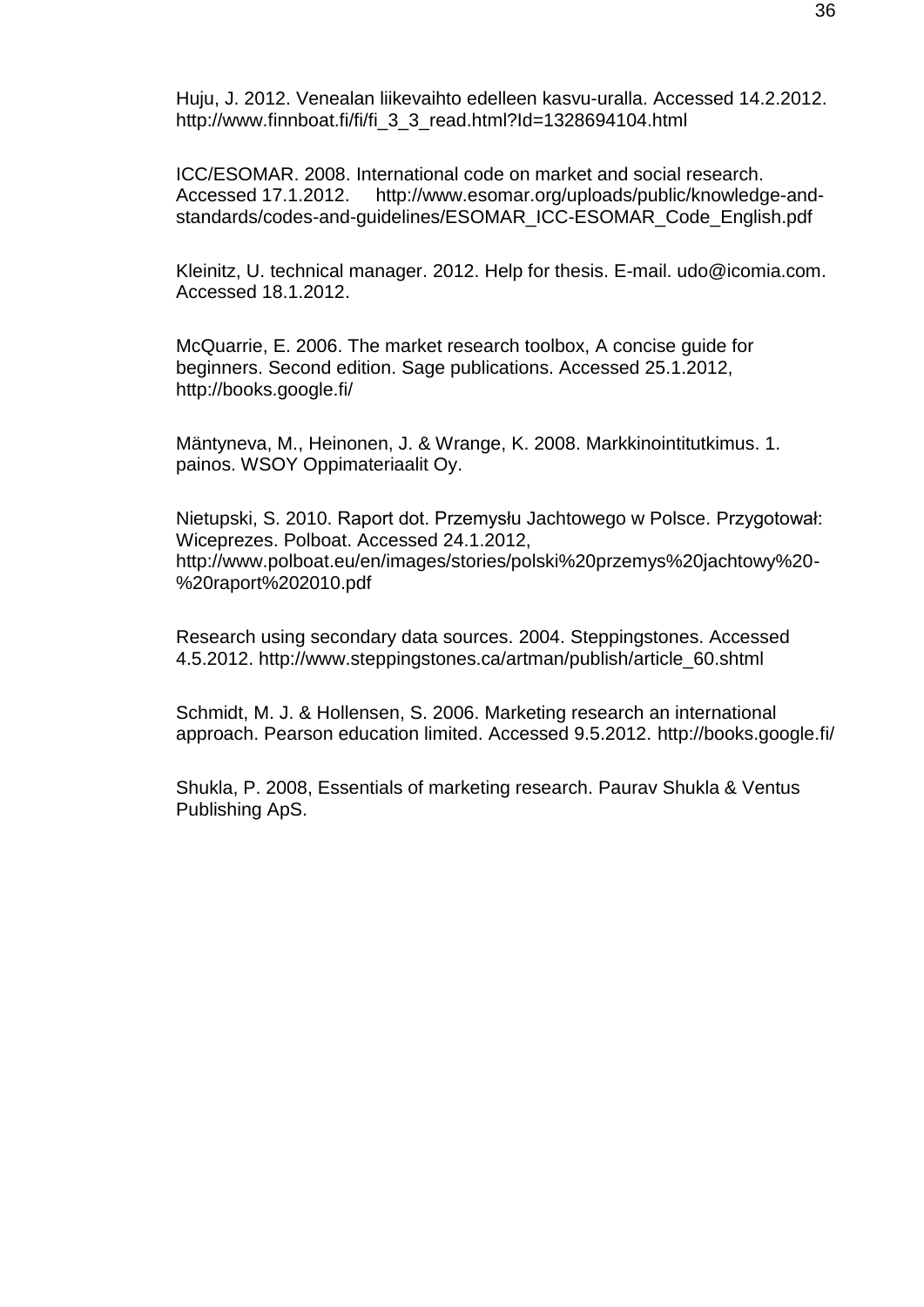Huju, J. 2012. Venealan liikevaihto edelleen kasvu-uralla. Accessed 14.2.2012. http://www.finnboat.fi/fi/fi_3_3_read.html?Id=1328694104.html

ICC/ESOMAR. 2008. International code on market and social research. Accessed 17.1.2012. http://www.esomar.org/uploads/public/knowledge-and-standards/codes-and-guidelines/ESOMAR_ICC-ESOMAR_Code_English.pdf

Kleinitz, U. technical manager. 2012. Help for thesis. E-mail. udo@icomia.com. Accessed 18.1.2012.

McQuarrie, E. 2006. The market research toolbox, A concise guide for beginners. Second edition. Sage publications. Accessed 25.1.2012, http://books.google.fi/

Mäntyneva, M., Heinonen, J. & Wrange, K. 2008. Markkinointitutkimus. 1. painos. WSOY Oppimateriaalit Oy.

Nietupski, S. 2010. Raport dot. Przemysłu Jachtowego w Polsce. Przygotował: Wiceprezes. Polboat. Accessed 24.1.2012, http://www.polboat.eu/en/images/stories/polski%20przemys%20jachtowy%20-%20raport%202010.pdf

Research using secondary data sources. 2004. Steppingstones. Accessed 4.5.2012. http://www.steppingstones.ca/artman/publish/article_60.shtml

Schmidt, M. J. & Hollensen, S. 2006. Marketing research an international approach. Pearson education limited. Accessed 9.5.2012. http://books.google.fi/

Shukla, P. 2008, Essentials of marketing research. Paurav Shukla & Ventus Publishing ApS.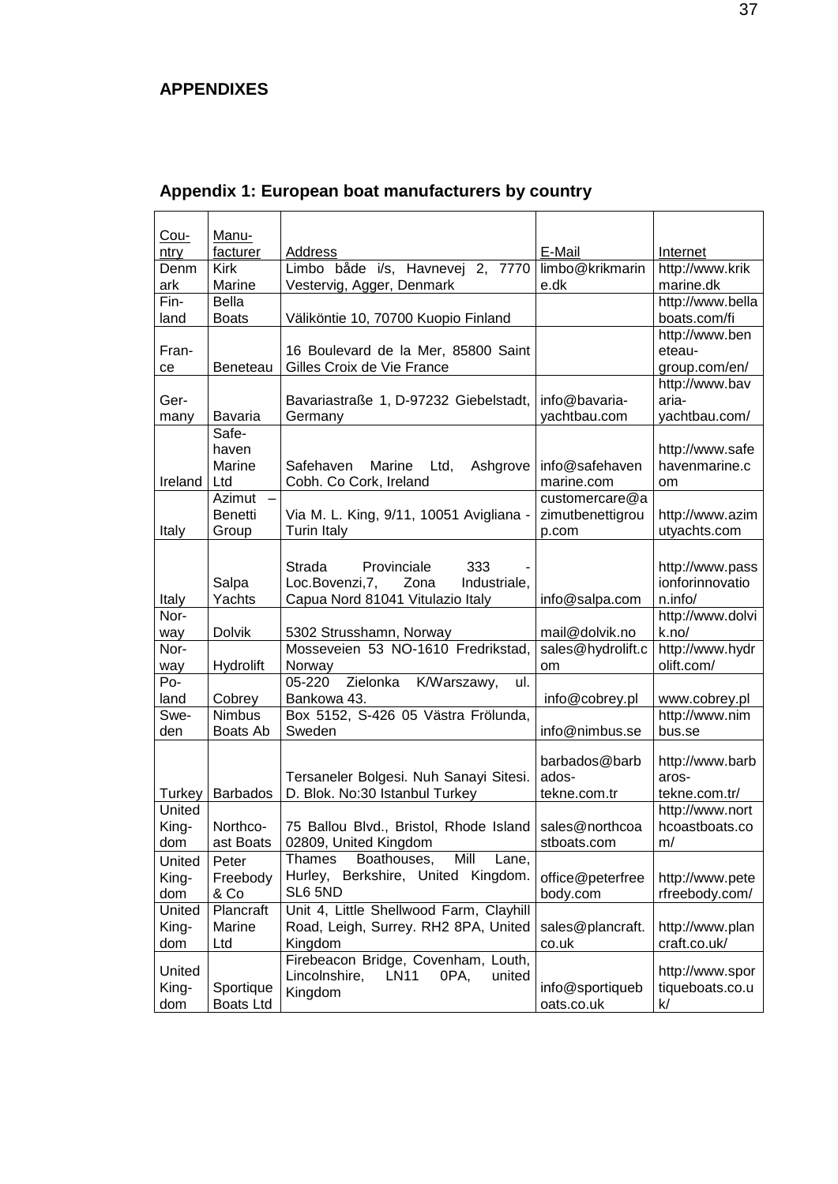# APPENDIXES

## Appendix 1: European boat manufacturers by country

| Country | Manufacturer | Address | E-Mail | Internet |
|---|---|---|---|---|
| Denmark | Kirk Marine | Limbo både i/s, Havnevej 2, 7770 Vestervig, Agger, Denmark | limbo@krikmarine.dk | http://www.krikmarine.dk |
| Finland | Bella Boats | Väliköntie 10, 70700 Kuopio Finland | | http://www.bellaboats.com/fi |
| France | Beneteau | 16 Boulevard de la Mer, 85800 Saint Gilles Croix de Vie France | | http://www.beneteau-group.com/en/ |
| Germany | Bavaria | Bavariastraße 1, D-97232 Giebelstadt, Germany | info@bavaria-yachtbau.com | http://www.bavaria-yachtbau.com/ |
| Ireland | Safehaven Marine Ltd | Safehaven Marine Ltd, Ashgrove Cobh. Co Cork, Ireland | info@safehavenmarine.com | http://www.safehavenmarine.com |
| Italy | Azimut – Benetti Group | Via M. L. King, 9/11, 10051 Avigliana - Turin Italy | customercare@azimutbenettigroup.com | http://www.azimutyachts.com |
| Italy | Salpa Yachts | Strada Provinciale 333 - Loc.Bovenzi,7, Zona Industriale, Capua Nord 81041 Vitulazio Italy | info@salpa.com | http://www.passionforinnovation.info/ |
| Norway | Dolvik | 5302 Strusshamn, Norway | mail@dolvik.no | http://www.dolvik.no/ |
| Norway | Hydrolift | Mosseveien 53 NO-1610 Fredrikstad, Norway | sales@hydrolift.com | http://www.hydrolift.com/ |
| Poland | Cobrey | 05-220 Zielonka K/Warszawy, ul. Bankowa 43. | info@cobrey.pl | www.cobrey.pl |
| Sweden | Nimbus Boats Ab | Box 5152, S-426 05 Västra Frölunda, Sweden | info@nimbus.se | http://www.nimbus.se |
| Turkey | Barbados | Tersaneler Bolgesi. Nuh Sanayi Sitesi. D. Blok. No:30 Istanbul Turkey | barbados@barbados-tekne.com.tr | http://www.barbaros-tekne.com.tr/ |
| United Kingdom | Northcoast Boats | 75 Ballou Blvd., Bristol, Rhode Island 02809, United Kingdom | sales@northcoastboats.com | http://www.northcoastboats.com/ |
| United Kingdom | Peter Freebody & Co | Thames Boathouses, Mill Lane, Hurley, Berkshire, United Kingdom. SL6 5ND | office@peterfreebody.com | http://www.peterfreebody.com/ |
| United Kingdom | Plancraft Marine Ltd | Unit 4, Little Shellwood Farm, Clayhill Road, Leigh, Surrey. RH2 8PA, United Kingdom | sales@plancraft.co.uk | http://www.plancraft.co.uk/ |
| United Kingdom | Sportique Boats Ltd | Firebeacon Bridge, Covenham, Louth, Lincolnshire, LN11 0PA, united Kingdom | info@sportiqueboats.co.uk | http://www.sportiqueboats.co.uk/ |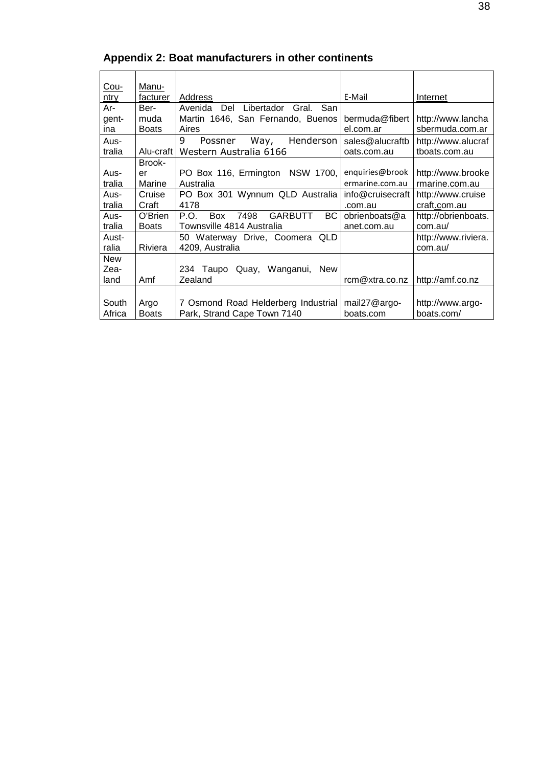## Appendix 2: Boat manufacturers in other continents

| Country | Manufacturer | Address | E-Mail | Internet |
|---|---|---|---|---|
| Argentina | Bermuda Boats | Avenida Del Libertador Gral. San Martin 1646, San Fernando, Buenos Aires | bermuda@fibertel.com.ar | http://www.lanchasbermuda.com.ar |
| Australia | Alu-craft | 9 Possner Way, Henderson Western Australia 6166 | sales@alucraftboats.com.au | http://www.alucraftboats.com.au |
| Australia | Brooker Marine | PO Box 116, Ermington NSW 1700, Australia | enquiries@brookermarine.com.au | http://www.brookermarine.com.au |
| Australia | Cruise Craft | PO Box 301 Wynnum QLD Australia 4178 | info@cruisecraft.com.au | http://www.cruisecraft.com.au |
| Australia | O'Brien Boats | P.O. Box 7498 GARBUTT BC Townsville 4814 Australia | obrienboats@anet.com.au | http://obrienboats.com.au/ |
| Australia | Riviera | 50 Waterway Drive, Coomera QLD 4209, Australia | | http://www.riviera.com.au/ |
| New Zealand | Amf | 234 Taupo Quay, Wanganui, New Zealand | rcm@xtra.co.nz | http://amf.co.nz |
| South Africa | Argo Boats | 7 Osmond Road Helderberg Industrial Park, Strand Cape Town 7140 | mail27@argo-boats.com | http://www.argo-boats.com/ |